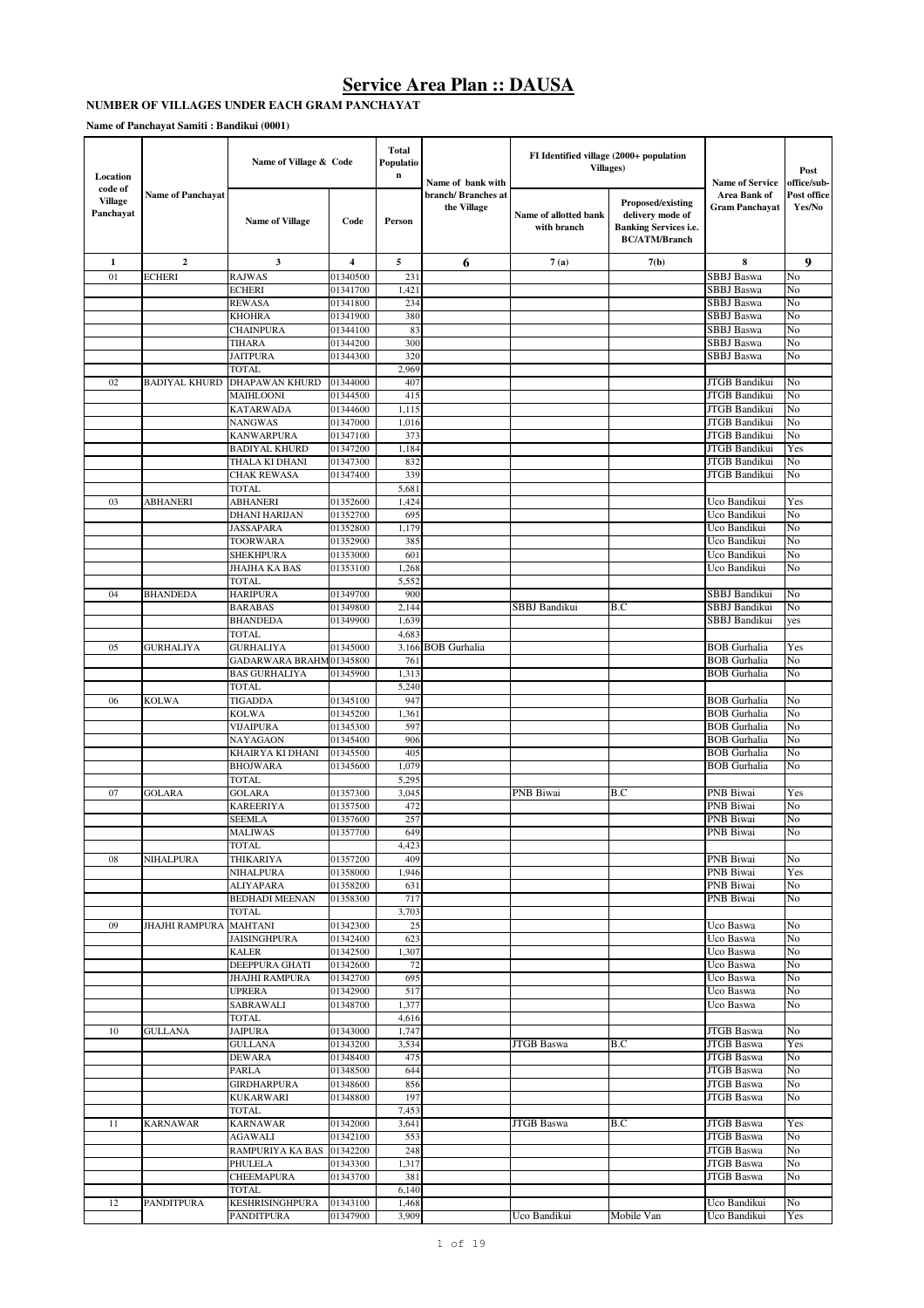# Service Area Plan :: DAUSA

**NUMBER OF VILLAGES UNDER EACH GRAM PANCHAYAT**

**Name of Panchayat Samiti : Bandikui (0001)**

| Location code of Village Panchayat | Name of Panchayat | Name of Village & Code | | Total Population | Name of bank with branch/ Branches at the Village | FI Identified village (2000+ population Villages) | | Name of Service Area Bank of Gram Panchayat | Post office/sub-Post office Yes/No |
|---|---|---|---|---|---|---|---|---|---|
| | | Name of Village | Code | Person | | Name of allotted bank with branch | Proposed/existing delivery mode of Banking Services i.e. BC/ATM/Branch | | |
| 1 | 2 | 3 | 4 | 5 | 6 | 7 (a) | 7(b) | 8 | 9 |
| 01 | ECHERI | RAJWAS | 01340500 | 231 | | | | SBBJ Baswa | No |
| | | ECHERI | 01341700 | 1,421 | | | | SBBJ Baswa | No |
| | | REWASA | 01341800 | 234 | | | | SBBJ Baswa | No |
| | | KHOHRA | 01341900 | 380 | | | | SBBJ Baswa | No |
| | | CHAINPURA | 01344100 | 83 | | | | SBBJ Baswa | No |
| | | TIHARA | 01344200 | 300 | | | | SBBJ Baswa | No |
| | | JAITPURA | 01344300 | 320 | | | | SBBJ Baswa | No |
| | | TOTAL | | 2,969 | | | | | |
| 02 | BADIYAL KHURD | DHAPAWAN KHURD | 01344000 | 407 | | | | JTGB Bandikui | No |
| | | MAIHLOONI | 01344500 | 415 | | | | JTGB Bandikui | No |
| | | KATARWADA | 01344600 | 1,115 | | | | JTGB Bandikui | No |
| | | NANGWAS | 01347000 | 1,016 | | | | JTGB Bandikui | No |
| | | KANWARPURA | 01347100 | 373 | | | | JTGB Bandikui | No |
| | | BADIYAL KHURD | 01347200 | 1,184 | | | | JTGB Bandikui | Yes |
| | | THALA KI DHANI | 01347300 | 832 | | | | JTGB Bandikui | No |
| | | CHAK REWASA | 01347400 | 339 | | | | JTGB Bandikui | No |
| | | TOTAL | | 5,681 | | | | | |
| 03 | ABHANERI | ABHANERI | 01352600 | 1,424 | | | | Uco Bandikui | Yes |
| | | DHANI HARIJAN | 01352700 | 695 | | | | Uco Bandikui | No |
| | | JASSAPARA | 01352800 | 1,179 | | | | Uco Bandikui | No |
| | | TOORWARA | 01352900 | 385 | | | | Uco Bandikui | No |
| | | SHEKHPURA | 01353000 | 601 | | | | Uco Bandikui | No |
| | | JHAJHA KA BAS | 01353100 | 1,268 | | | | Uco Bandikui | No |
| | | TOTAL | | 5,552 | | | | | |
| 04 | BHANDEDA | HARIPURA | 01349700 | 900 | | | | SBBJ Bandikui | No |
| | | BARABAS | 01349800 | 2,144 | | SBBJ Bandikui | B.C | SBBJ Bandikui | No |
| | | BHANDEDA | 01349900 | 1,639 | | | | SBBJ Bandikui | yes |
| | | TOTAL | | 4,683 | | | | | |
| 05 | GURHALIYA | GURHALIYA | 01345000 | 3,166 | BOB Gurhalia | | | BOB Gurhalia | Yes |
| | | GADARWARA BRAHM | 01345800 | 761 | | | | BOB Gurhalia | No |
| | | BAS GURHALIYA | 01345900 | 1,313 | | | | BOB Gurhalia | No |
| | | TOTAL | | 5,240 | | | | | |
| 06 | KOLWA | TIGADDA | 01345100 | 947 | | | | BOB Gurhalia | No |
| | | KOLWA | 01345200 | 1,361 | | | | BOB Gurhalia | No |
| | | VIJAIPURA | 01345300 | 597 | | | | BOB Gurhalia | No |
| | | NAYAGAON | 01345400 | 906 | | | | BOB Gurhalia | No |
| | | KHAIRYA KI DHANI | 01345500 | 405 | | | | BOB Gurhalia | No |
| | | BHOJWARA | 01345600 | 1,079 | | | | BOB Gurhalia | No |
| | | TOTAL | | 5,295 | | | | | |
| 07 | GOLARA | GOLARA | 01357300 | 3,045 | | PNB Biwai | B.C | PNB Biwai | Yes |
| | | KAREERIYA | 01357500 | 472 | | | | PNB Biwai | No |
| | | SEEMLA | 01357600 | 257 | | | | PNB Biwai | No |
| | | MALIWAS | 01357700 | 649 | | | | PNB Biwai | No |
| | | TOTAL | | 4,423 | | | | | |
| 08 | NIHALPURA | THIKARIYA | 01357200 | 409 | | | | PNB Biwai | No |
| | | NIHALPURA | 01358000 | 1,946 | | | | PNB Biwai | Yes |
| | | ALIYAPARA | 01358200 | 631 | | | | PNB Biwai | No |
| | | BEDHADI MEENAN | 01358300 | 717 | | | | PNB Biwai | No |
| | | TOTAL | | 3,703 | | | | | |
| 09 | JHAJHI RAMPURA | MAHTANI | 01342300 | 25 | | | | Uco Baswa | No |
| | | JAISINGHPURA | 01342400 | 623 | | | | Uco Baswa | No |
| | | KALER | 01342500 | 1,307 | | | | Uco Baswa | No |
| | | DEEPPURA GHATI | 01342600 | 72 | | | | Uco Baswa | No |
| | | JHAJHI RAMPURA | 01342700 | 695 | | | | Uco Baswa | No |
| | | UPRERA | 01342900 | 517 | | | | Uco Baswa | No |
| | | SABRAWALI | 01348700 | 1,377 | | | | Uco Baswa | No |
| | | TOTAL | | 4,616 | | | | | |
| 10 | GULLANA | JAIPURA | 01343000 | 1,747 | | | | JTGB Baswa | No |
| | | GULLANA | 01343200 | 3,534 | | JTGB Baswa | B.C | JTGB Baswa | Yes |
| | | DEWARA | 01348400 | 475 | | | | JTGB Baswa | No |
| | | PARLA | 01348500 | 644 | | | | JTGB Baswa | No |
| | | GIRDHARPURA | 01348600 | 856 | | | | JTGB Baswa | No |
| | | KUKARWARI | 01348800 | 197 | | | | JTGB Baswa | No |
| | | TOTAL | | 7,453 | | | | | |
| 11 | KARNAWAR | KARNAWAR | 01342000 | 3,641 | | JTGB Baswa | B.C | JTGB Baswa | Yes |
| | | AGAWALI | 01342100 | 553 | | | | JTGB Baswa | No |
| | | RAMPURIYA KA BAS | 01342200 | 248 | | | | JTGB Baswa | No |
| | | PHULELA | 01343300 | 1,317 | | | | JTGB Baswa | No |
| | | CHEEMAPURA | 01343700 | 381 | | | | JTGB Baswa | No |
| | | TOTAL | | 6,140 | | | | | |
| 12 | PANDITPURA | KESHRISINGHPURA | 01343100 | 1,468 | | | | Uco Bandikui | No |
| | | PANDITPURA | 01347900 | 3,909 | | Uco Bandikui | Mobile Van | Uco Bandikui | Yes |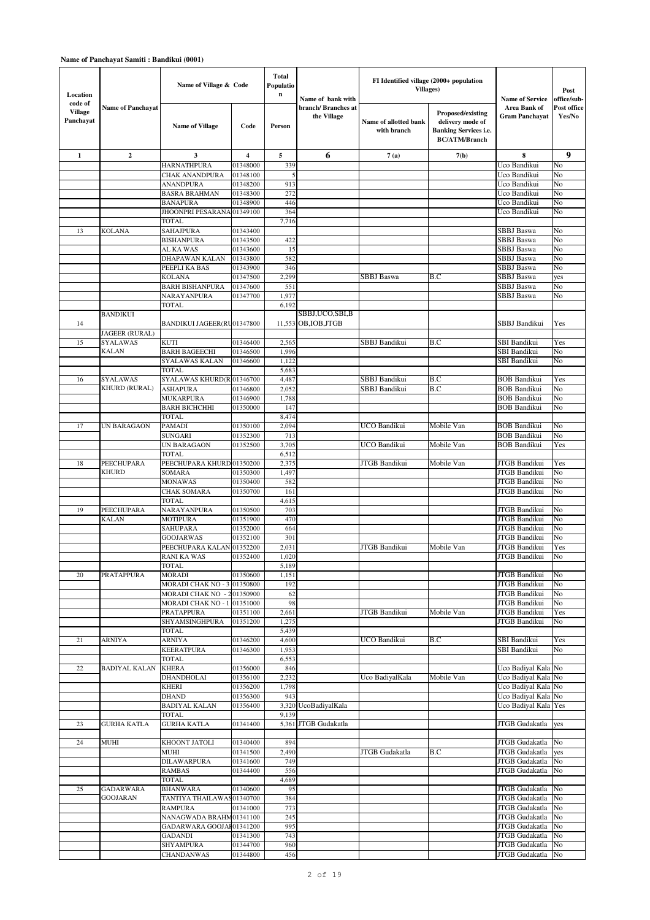**Name of Panchayat Samiti : Bandikui (0001)**

| Location code of Village Panchayat | Name of Panchayat | Name of Village & Code | | Total Population | Name of bank with branch/ Branches at the Village | FI Identified village (2000+ population Villages) | | Name of Service Area Bank of Gram Panchayat | Post office/sub-Post office Yes/No |
|---|---|---|---|---|---|---|---|---|---|
| | | Name of Village | Code | Person | | Name of allotted bank with branch | Proposed/existing delivery mode of Banking Services i.e. BC/ATM/Branch | | |
| 1 | 2 | 3 | 4 | 5 | 6 | 7 (a) | 7(b) | 8 | 9 |
| | | HARNATHPURA | 01348000 | 339 | | | | Uco Bandikui | No |
| | | CHAK ANANDPURA | 01348100 | 5 | | | | Uco Bandikui | No |
| | | ANANDPURA | 01348200 | 913 | | | | Uco Bandikui | No |
| | | BASRA BRAHMAN | 01348300 | 272 | | | | Uco Bandikui | No |
| | | BANAPURA | 01348900 | 446 | | | | Uco Bandikui | No |
| | | JHOONPRI PESARANA | 01349100 | 364 | | | | Uco Bandikui | No |
| | | TOTAL | | 7,716 | | | | | |
| 13 | KOLANA | SAHAJPURA | 01343400 | | | | | SBBJ Baswa | No |
| | | BISHANPURA | 01343500 | 422 | | | | SBBJ Baswa | No |
| | | AL KA WAS | 01343600 | 15 | | | | SBBJ Baswa | No |
| | | DHAPAWAN KALAN | 01343800 | 582 | | | | SBBJ Baswa | No |
| | | PEEPLI KA BAS | 01343900 | 346 | | | | SBBJ Baswa | No |
| | | KOLANA | 01347500 | 2,299 | | SBBJ Baswa | B.C | SBBJ Baswa | yes |
| | | BARH BISHANPURA | 01347600 | 551 | | | | SBBJ Baswa | No |
| | | NARAYANPURA | 01347700 | 1,977 | | | | SBBJ Baswa | No |
| | | TOTAL | | 6,192 | | | | | |
| 14 | BANDIKUI JAGEER (RURAL) | BANDIKUI JAGEER(RU | 01347800 | 11,553 | SBBJ,UCO,SBI,BOB,IOB,JTGB | | | SBBJ Bandikui | Yes |
| 15 | SYALAWAS KALAN | KUTI | 01346400 | 2,565 | | SBBJ Bandikui | B.C | SBI Bandikui | Yes |
| | | BARH BAGEECHI | 01346500 | 1,996 | | | | SBI Bandikui | No |
| | | SYALAWAS KALAN | 01346600 | 1,122 | | | | SBI Bandikui | No |
| | | TOTAL | | 5,683 | | | | | |
| 16 | SYALAWAS KHURD (RURAL) | SYALAWAS KHURD(R | 01346700 | 4,487 | | SBBJ Bandikui | B.C | BOB Bandikui | Yes |
| | | ASHAPURA | 01346800 | 2,052 | | SBBJ Bandikui | B.C | BOB Bandikui | No |
| | | MUKARPURA | 01346900 | 1,788 | | | | BOB Bandikui | No |
| | | BARH BICHCHHI | 01350000 | 147 | | | | BOB Bandikui | No |
| | | TOTAL | | 8,474 | | | | | |
| 17 | UN BARAGAON | PAMADI | 01350100 | 2,094 | | UCO Bandikui | Mobile Van | BOB Bandikui | No |
| | | SUNGARI | 01352300 | 713 | | | | BOB Bandikui | No |
| | | UN BARAGAON | 01352500 | 3,705 | | UCO Bandikui | Mobile Van | BOB Bandikui | Yes |
| | | TOTAL | | 6,512 | | | | | |
| 18 | PEECHUPARA KHURD | PEECHUPARA KHURD | 01350200 | 2,375 | | JTGB Bandikui | Mobile Van | JTGB Bandikui | Yes |
| | | SOMARA | 01350300 | 1,497 | | | | JTGB Bandikui | No |
| | | MONAWAS | 01350400 | 582 | | | | JTGB Bandikui | No |
| | | CHAK SOMARA | 01350700 | 161 | | | | JTGB Bandikui | No |
| | | TOTAL | | 4,615 | | | | | |
| 19 | PEECHUPARA KALAN | NARAYANPURA | 01350500 | 703 | | | | JTGB Bandikui | No |
| | | MOTIPURA | 01351900 | 470 | | | | JTGB Bandikui | No |
| | | SAHUPARA | 01352000 | 664 | | | | JTGB Bandikui | No |
| | | GOOJARWAS | 01352100 | 301 | | | | JTGB Bandikui | No |
| | | PEECHUPARA KALAN | 01352200 | 2,031 | | JTGB Bandikui | Mobile Van | JTGB Bandikui | Yes |
| | | RANI KA WAS | 01352400 | 1,020 | | | | JTGB Bandikui | No |
| | | TOTAL | | 5,189 | | | | | |
| 20 | PRATAPPURA | MORADI | 01350600 | 1,151 | | | | JTGB Bandikui | No |
| | | MORADI CHAK NO - 3 | 01350800 | 192 | | | | JTGB Bandikui | No |
| | | MORADI CHAK NO - 2 | 01350900 | 62 | | | | JTGB Bandikui | No |
| | | MORADI CHAK NO - 1 | 01351000 | 98 | | | | JTGB Bandikui | No |
| | | PRATAPPURA | 01351100 | 2,661 | | JTGB Bandikui | Mobile Van | JTGB Bandikui | Yes |
| | | SHYAMSINGHPURA | 01351200 | 1,275 | | | | JTGB Bandikui | No |
| | | TOTAL | | 5,439 | | | | | |
| 21 | ARNIYA | ARNIYA | 01346200 | 4,600 | | UCO Bandikui | B.C | SBI Bandikui | Yes |
| | | KEERATPURA | 01346300 | 1,953 | | | | SBI Bandikui | No |
| | | TOTAL | | 6,553 | | | | | |
| 22 | BADIYAL KALAN | KHERA | 01356000 | 846 | | | | Uco Badiyal Kala | No |
| | | DHANDHOLAI | 01356100 | 2,232 | | Uco BadiyalKala | Mobile Van | Uco Badiyal Kala | No |
| | | KHERI | 01356200 | 1,798 | | | | Uco Badiyal Kala | No |
| | | DHAND | 01356300 | 943 | | | | Uco Badiyal Kala | No |
| | | BADIYAL KALAN | 01356400 | 3,320 | UcoBadiyalKala | | | Uco Badiyal Kala | Yes |
| | | TOTAL | | 9,139 | | | | | |
| 23 | GURHA KATLA | GURHA KATLA | 01341400 | 5,361 | JTGB Gudakatla | | | JTGB Gudakatla | yes |
| | | | | | | | | | |
| 24 | MUHI | KHOONT JATOLI | 01340400 | 894 | | | | JTGB Gudakatla | No |
| | | MUHI | 01341500 | 2,490 | | JTGB Gudakatla | B.C | JTGB Gudakatla | yes |
| | | DILAWARPURA | 01341600 | 749 | | | | JTGB Gudakatla | No |
| | | RAMBAS | 01344400 | 556 | | | | JTGB Gudakatla | No |
| | | TOTAL | | 4,689 | | | | | |
| 25 | GADARWARA GOOJARAN | BHANWARA | 01340600 | 95 | | | | JTGB Gudakatla | No |
| | | TANTIYA THAILAWAS | 01340700 | 384 | | | | JTGB Gudakatla | No |
| | | RAMPURA | 01341000 | 773 | | | | JTGB Gudakatla | No |
| | | NANAGWADA BRAHM | 01341100 | 245 | | | | JTGB Gudakatla | No |
| | | GADARWARA GOOJAR | 01341200 | 995 | | | | JTGB Gudakatla | No |
| | | GADANDI | 01341300 | 743 | | | | JTGB Gudakatla | No |
| | | SHYAMPURA | 01344700 | 960 | | | | JTGB Gudakatla | No |
| | | CHANDANWAS | 01344800 | 456 | | | | JTGB Gudakatla | No |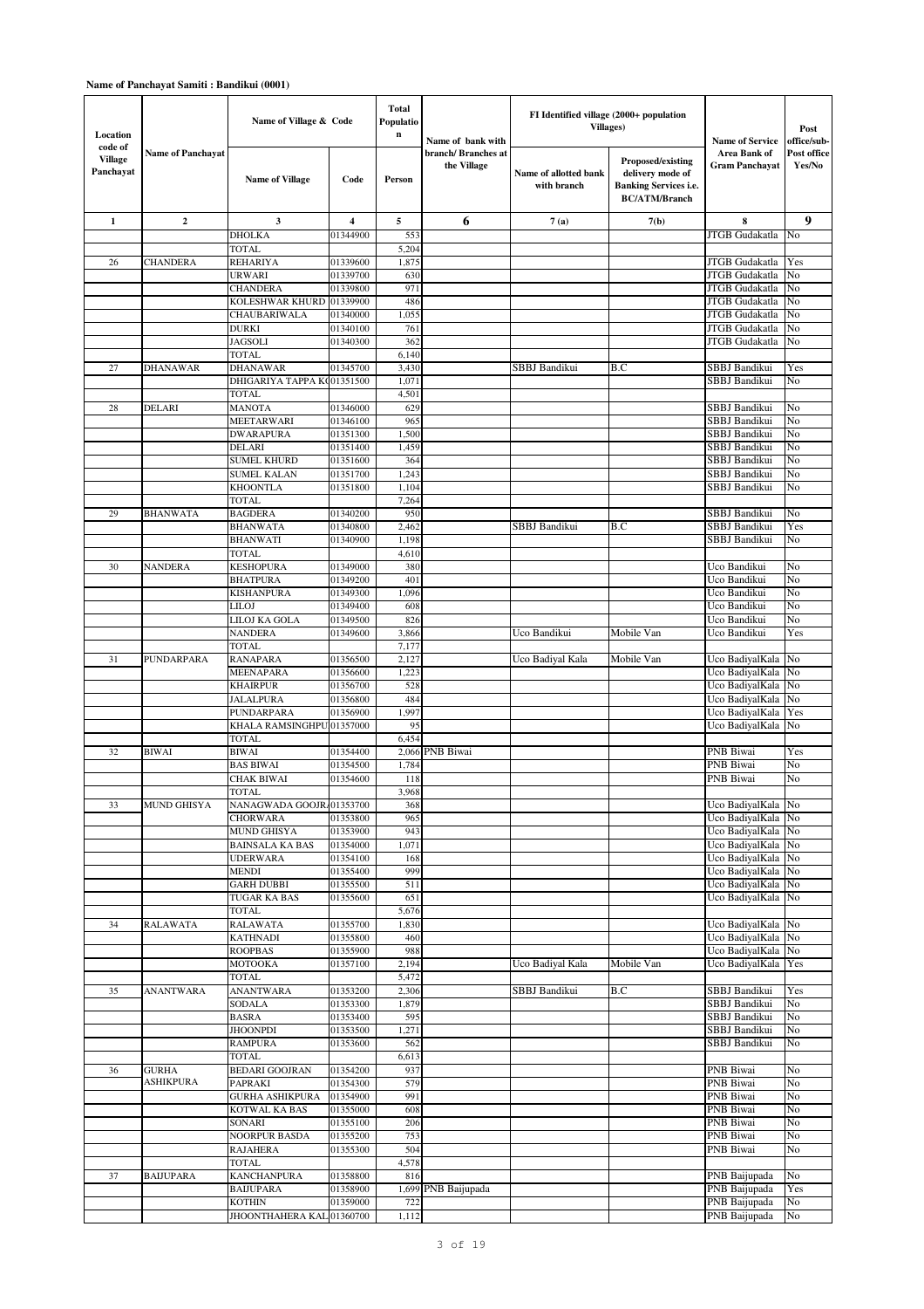**Name of Panchayat Samiti : Bandikui (0001)**

| Location code of Village Panchayat | Name of Panchayat | Name of Village & Code | | Total Population | Name of bank with branch/ Branches at the Village | FI Identified village (2000+ population Villages) | | Name of Service Area Bank of Gram Panchayat | Post office/sub-Post office Yes/No |
|---|---|---|---|---|---|---|---|---|---|
| | | Name of Village | Code | Person | | Name of allotted bank with branch | Proposed/existing delivery mode of Banking Services i.e. BC/ATM/Branch | | |
| 1 | 2 | 3 | 4 | 5 | 6 | 7 (a) | 7(b) | 8 | 9 |
| | | DHOLKA | 01344900 | 553 | | | | JTGB Gudakatla | No |
| | | TOTAL | | 5,204 | | | | | |
| 26 | CHANDERA | REHARIYA | 01339600 | 1,875 | | | | JTGB Gudakatla | Yes |
| | | URWARI | 01339700 | 630 | | | | JTGB Gudakatla | No |
| | | CHANDERA | 01339800 | 971 | | | | JTGB Gudakatla | No |
| | | KOLESHWAR KHURD | 01339900 | 486 | | | | JTGB Gudakatla | No |
| | | CHAUBARIWALA | 01340000 | 1,055 | | | | JTGB Gudakatla | No |
| | | DURKI | 01340100 | 761 | | | | JTGB Gudakatla | No |
| | | JAGSOLI | 01340300 | 362 | | | | JTGB Gudakatla | No |
| | | TOTAL | | 6,140 | | | | | |
| 27 | DHANAWAR | DHANAWAR | 01345700 | 3,430 | | SBBJ Bandikui | B.C | SBBJ Bandikui | Yes |
| | | DHIGARIYA TAPPA KO | 01351500 | 1,071 | | | | SBBJ Bandikui | No |
| | | TOTAL | | 4,501 | | | | | |
| 28 | DELARI | MANOTA | 01346000 | 629 | | | | SBBJ Bandikui | No |
| | | MEETARWARI | 01346100 | 965 | | | | SBBJ Bandikui | No |
| | | DWARAPURA | 01351300 | 1,500 | | | | SBBJ Bandikui | No |
| | | DELARI | 01351400 | 1,459 | | | | SBBJ Bandikui | No |
| | | SUMEL KHURD | 01351600 | 364 | | | | SBBJ Bandikui | No |
| | | SUMEL KALAN | 01351700 | 1,243 | | | | SBBJ Bandikui | No |
| | | KHOONTLA | 01351800 | 1,104 | | | | SBBJ Bandikui | No |
| | | TOTAL | | 7,264 | | | | | |
| 29 | BHANWATA | BAGDERA | 01340200 | 950 | | | | SBBJ Bandikui | No |
| | | BHANWATA | 01340800 | 2,462 | | SBBJ Bandikui | B.C | SBBJ Bandikui | Yes |
| | | BHANWATI | 01340900 | 1,198 | | | | SBBJ Bandikui | No |
| | | TOTAL | | 4,610 | | | | | |
| 30 | NANDERA | KESHOPURA | 01349000 | 380 | | | | Uco Bandikui | No |
| | | BHATPURA | 01349200 | 401 | | | | Uco Bandikui | No |
| | | KISHANPURA | 01349300 | 1,096 | | | | Uco Bandikui | No |
| | | LILOJ | 01349400 | 608 | | | | Uco Bandikui | No |
| | | LILOJ KA GOLA | 01349500 | 826 | | | | Uco Bandikui | No |
| | | NANDERA | 01349600 | 3,866 | | Uco Bandikui | Mobile Van | Uco Bandikui | Yes |
| | | TOTAL | | 7,177 | | | | | |
| 31 | PUNDARPARA | RANAPARA | 01356500 | 2,127 | | Uco Badiyal Kala | Mobile Van | Uco BadiyalKala | No |
| | | MEENAPARA | 01356600 | 1,223 | | | | Uco BadiyalKala | No |
| | | KHAIRPUR | 01356700 | 528 | | | | Uco BadiyalKala | No |
| | | JALALPURA | 01356800 | 484 | | | | Uco BadiyalKala | No |
| | | PUNDARPARA | 01356900 | 1,997 | | | | Uco BadiyalKala | Yes |
| | | KHALA RAMSINGHPU | 01357000 | 95 | | | | Uco BadiyalKala | No |
| | | TOTAL | | 6,454 | | | | | |
| 32 | BIWAI | BIWAI | 01354400 | 2,066 | PNB Biwai | | | PNB Biwai | Yes |
| | | BAS BIWAI | 01354500 | 1,784 | | | | PNB Biwai | No |
| | | CHAK BIWAI | 01354600 | 118 | | | | PNB Biwai | No |
| | | TOTAL | | 3,968 | | | | | |
| 33 | MUND GHISYA | NANAGWADA GOOJRA | 01353700 | 368 | | | | Uco BadiyalKala | No |
| | | CHORWARA | 01353800 | 965 | | | | Uco BadiyalKala | No |
| | | MUND GHISYA | 01353900 | 943 | | | | Uco BadiyalKala | No |
| | | BAINSALA KA BAS | 01354000 | 1,071 | | | | Uco BadiyalKala | No |
| | | UDERWARA | 01354100 | 168 | | | | Uco BadiyalKala | No |
| | | MENDI | 01355400 | 999 | | | | Uco BadiyalKala | No |
| | | GARH DUBBI | 01355500 | 511 | | | | Uco BadiyalKala | No |
| | | TUGAR KA BAS | 01355600 | 651 | | | | Uco BadiyalKala | No |
| | | TOTAL | | 5,676 | | | | | |
| 34 | RALAWATA | RALAWATA | 01355700 | 1,830 | | | | Uco BadiyalKala | No |
| | | KATHNADI | 01355800 | 460 | | | | Uco BadiyalKala | No |
| | | ROOPBAS | 01355900 | 988 | | | | Uco BadiyalKala | No |
| | | MOTOOKA | 01357100 | 2,194 | | Uco Badiyal Kala | Mobile Van | Uco BadiyalKala | Yes |
| | | TOTAL | | 5,472 | | | | | |
| 35 | ANANTWARA | ANANTWARA | 01353200 | 2,306 | | SBBJ Bandikui | B.C | SBBJ Bandikui | Yes |
| | | SODALA | 01353300 | 1,879 | | | | SBBJ Bandikui | No |
| | | BASRA | 01353400 | 595 | | | | SBBJ Bandikui | No |
| | | JHOONPDI | 01353500 | 1,271 | | | | SBBJ Bandikui | No |
| | | RAMPURA | 01353600 | 562 | | | | SBBJ Bandikui | No |
| | | TOTAL | | 6,613 | | | | | |
| 36 | GURHA ASHIKPURA | BEDARI GOOJRAN | 01354200 | 937 | | | | PNB Biwai | No |
| | | PAPRAKI | 01354300 | 579 | | | | PNB Biwai | No |
| | | GURHA ASHIKPURA | 01354900 | 991 | | | | PNB Biwai | No |
| | | KOTWAL KA BAS | 01355000 | 608 | | | | PNB Biwai | No |
| | | SONARI | 01355100 | 206 | | | | PNB Biwai | No |
| | | NOORPUR BASDA | 01355200 | 753 | | | | PNB Biwai | No |
| | | RAJAHERA | 01355300 | 504 | | | | PNB Biwai | No |
| | | TOTAL | | 4,578 | | | | | |
| 37 | BAIJUPARA | KANCHANPURA | 01358800 | 816 | | | | PNB Baijupada | No |
| | | BAIJUPARA | 01358900 | 1,699 | PNB Baijupada | | | PNB Baijupada | Yes |
| | | KOTHIN | 01359000 | 722 | | | | PNB Baijupada | No |
| | | JHOONTHAHERA KAL | 01360700 | 1,112 | | | | PNB Baijupada | No |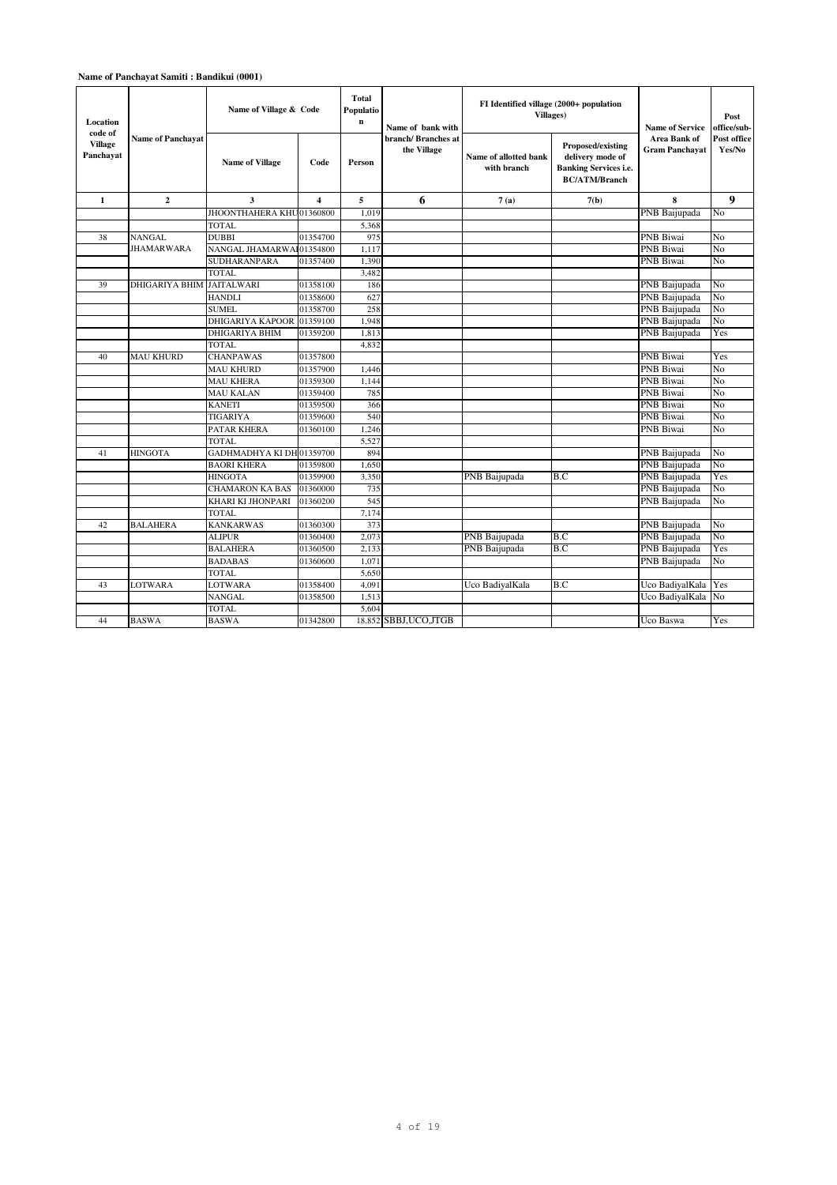**Name of Panchayat Samiti : Bandikui (0001)**

| Location code of Village Panchayat | Name of Panchayat | Name of Village & Code | | Total Population | Name of bank with branch/ Branches at the Village | FI Identified village (2000+ population Villages) | | Name of Service Area Bank of Gram Panchayat | Post office/sub-Post office Yes/No |
|---|---|---|---|---|---|---|---|---|---|
| | | Name of Village | Code | Person | | Name of allotted bank with branch | Proposed/existing delivery mode of Banking Services i.e. BC/ATM/Branch | | |
| 1 | 2 | 3 | 4 | 5 | 6 | 7 (a) | 7(b) | 8 | 9 |
| | | JHOONTHAHERA KHU | 01360800 | 1,019 | | | | PNB Baijupada | No |
| | | TOTAL | | 5,368 | | | | | |
| 38 | NANGAL JHAMARWARA | DUBBI | 01354700 | 975 | | | | PNB Biwai | No |
| | | NANGAL JHAMARWA | 01354800 | 1,117 | | | | PNB Biwai | No |
| | | SUDHARANPARA | 01357400 | 1,390 | | | | PNB Biwai | No |
| | | TOTAL | | 3,482 | | | | | |
| 39 | DHIGARIYA BHIM | JAITALWARI | 01358100 | 186 | | | | PNB Baijupada | No |
| | | HANDLI | 01358600 | 627 | | | | PNB Baijupada | No |
| | | SUMEL | 01358700 | 258 | | | | PNB Baijupada | No |
| | | DHIGARIYA KAPOOR | 01359100 | 1,948 | | | | PNB Baijupada | No |
| | | DHIGARIYA BHIM | 01359200 | 1,813 | | | | PNB Baijupada | Yes |
| | | TOTAL | | 4,832 | | | | | |
| 40 | MAU KHURD | CHANPAWAS | 01357800 | | | | | PNB Biwai | Yes |
| | | MAU KHURD | 01357900 | 1,446 | | | | PNB Biwai | No |
| | | MAU KHERA | 01359300 | 1,144 | | | | PNB Biwai | No |
| | | MAU KALAN | 01359400 | 785 | | | | PNB Biwai | No |
| | | KANETI | 01359500 | 366 | | | | PNB Biwai | No |
| | | TIGARIYA | 01359600 | 540 | | | | PNB Biwai | No |
| | | PATAR KHERA | 01360100 | 1,246 | | | | PNB Biwai | No |
| | | TOTAL | | 5,527 | | | | | |
| 41 | HINGOTA | GADHMADHYA KI DH | 01359700 | 894 | | | | PNB Baijupada | No |
| | | BAORI KHERA | 01359800 | 1,650 | | | | PNB Baijupada | No |
| | | HINGOTA | 01359900 | 3,350 | | PNB Baijupada | B.C | PNB Baijupada | Yes |
| | | CHAMARON KA BAS | 01360000 | 735 | | | | PNB Baijupada | No |
| | | KHARI KI JHONPARI | 01360200 | 545 | | | | PNB Baijupada | No |
| | | TOTAL | | 7,174 | | | | | |
| 42 | BALAHERA | KANKARWAS | 01360300 | 373 | | | | PNB Baijupada | No |
| | | ALIPUR | 01360400 | 2,073 | | PNB Baijupada | B.C | PNB Baijupada | No |
| | | BALAHERA | 01360500 | 2,133 | | PNB Baijupada | B.C | PNB Baijupada | Yes |
| | | BADABAS | 01360600 | 1,071 | | | | PNB Baijupada | No |
| | | TOTAL | | 5,650 | | | | | |
| 43 | LOTWARA | LOTWARA | 01358400 | 4,091 | | Uco BadiyalKala | B.C | Uco BadiyalKala | Yes |
| | | NANGAL | 01358500 | 1,513 | | | | Uco BadiyalKala | No |
| | | TOTAL | | 5,604 | | | | | |
| 44 | BASWA | BASWA | 01342800 | 18,852 | SBBJ,UCO,JTGB | | | Uco Baswa | Yes |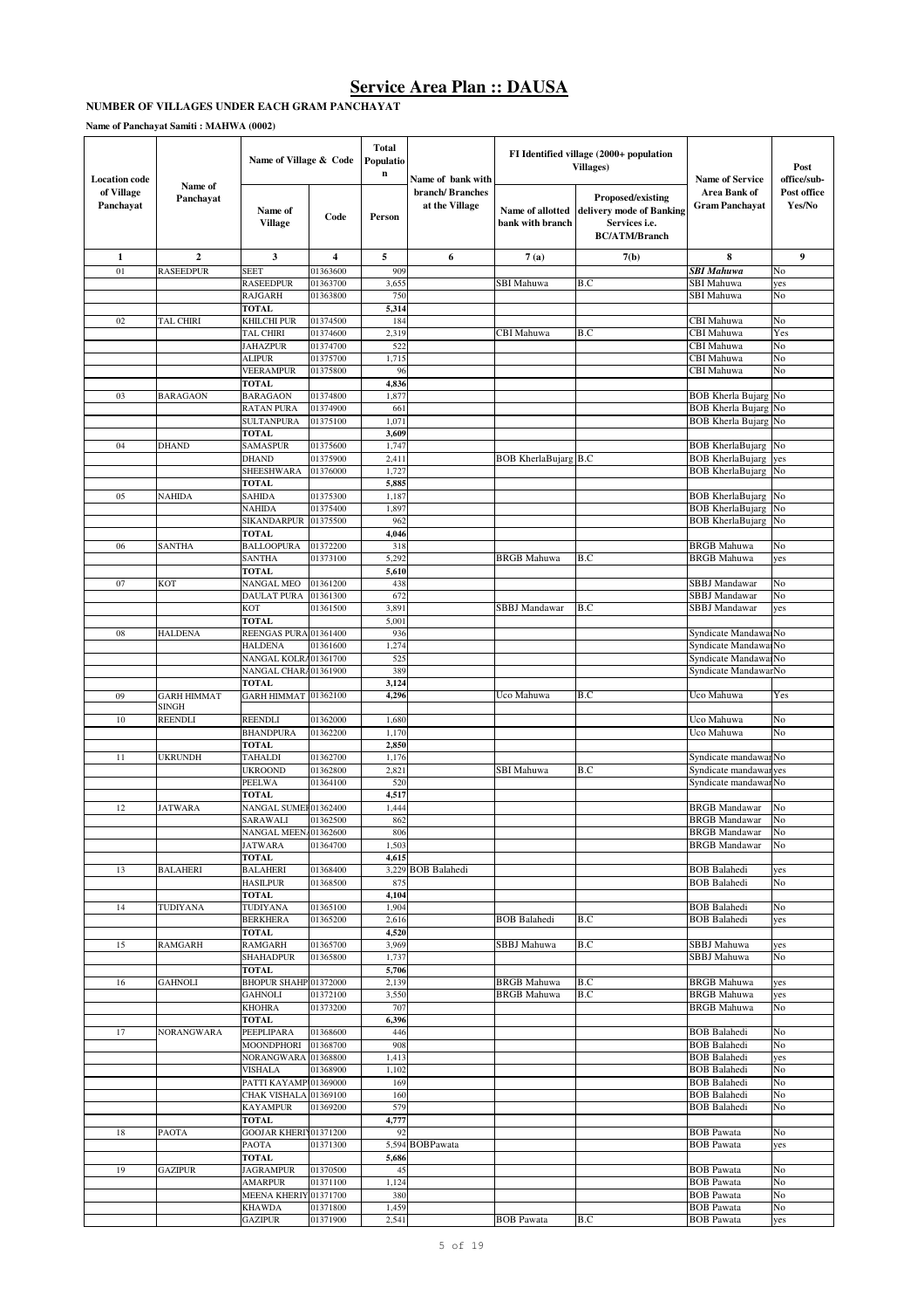# Service Area Plan :: DAUSA

**NUMBER OF VILLAGES UNDER EACH GRAM PANCHAYAT**

**Name of Panchayat Samiti : MAHWA (0002)**

| Location code of Village Panchayat | Name of Panchayat | Name of Village & Code | | Total Population | Name of bank with branch/ Branches at the Village | FI Identified village (2000+ population Villages) | | Name of Service Area Bank of Gram Panchayat | Post office/sub-Post office Yes/No |
|---|---|---|---|---|---|---|---|---|---|
| | | Name of Village | Code | Person | | Name of allotted bank with branch | Proposed/existing delivery mode of Banking Services i.e. BC/ATM/Branch | | |
| 1 | 2 | 3 | 4 | 5 | 6 | 7 (a) | 7(b) | 8 | 9 |
| 01 | RASEEDPUR | SEET | 01363600 | 909 | | | | *SBI Mahuwa* | No |
| | | RASEEDPUR | 01363700 | 3,655 | | SBI Mahuwa | B.C | SBI Mahuwa | yes |
| | | RAJGARH | 01363800 | 750 | | | | SBI Mahuwa | No |
| | | **TOTAL** | | **5,314** | | | | | |
| 02 | TAL CHIRI | KHILCHI PUR | 01374500 | 184 | | | | CBI Mahuwa | No |
| | | TAL CHIRI | 01374600 | 2,319 | | CBI Mahuwa | B.C | CBI Mahuwa | Yes |
| | | JAHAZPUR | 01374700 | 522 | | | | CBI Mahuwa | No |
| | | ALIPUR | 01375700 | 1,715 | | | | CBI Mahuwa | No |
| | | VEERAMPUR | 01375800 | 96 | | | | CBI Mahuwa | No |
| | | **TOTAL** | | **4,836** | | | | | |
| 03 | BARAGAON | BARAGAON | 01374800 | 1,877 | | | | BOB Kherla Bujarg | No |
| | | RATAN PURA | 01374900 | 661 | | | | BOB Kherla Bujarg | No |
| | | SULTANPURA | 01375100 | 1,071 | | | | BOB Kherla Bujarg | No |
| | | **TOTAL** | | **3,609** | | | | | |
| 04 | DHAND | SAMASPUR | 01375600 | 1,747 | | | | BOB KherlaBujarg | No |
| | | DHAND | 01375900 | 2,411 | | BOB KherlaBujarg | B.C | BOB KherlaBujarg | yes |
| | | SHEESHWARA | 01376000 | 1,727 | | | | BOB KherlaBujarg | No |
| | | **TOTAL** | | **5,885** | | | | | |
| 05 | NAHIDA | SAHIDA | 01375300 | 1,187 | | | | BOB KherlaBujarg | No |
| | | NAHIDA | 01375400 | 1,897 | | | | BOB KherlaBujarg | No |
| | | SIKANDARPUR | 01375500 | 962 | | | | BOB KherlaBujarg | No |
| | | **TOTAL** | | **4,046** | | | | | |
| 06 | SANTHA | BALLOOPURA | 01372200 | 318 | | | | BRGB Mahuwa | No |
| | | SANTHA | 01373100 | 5,292 | | BRGB Mahuwa | B.C | BRGB Mahuwa | yes |
| | | **TOTAL** | | **5,610** | | | | | |
| 07 | KOT | NANGAL MEO | 01361200 | 438 | | | | SBBJ Mandawar | No |
| | | DAULAT PURA | 01361300 | 672 | | | | SBBJ Mandawar | No |
| | | KOT | 01361500 | 3,891 | | SBBJ Mandawar | B.C | SBBJ Mandawar | yes |
| | | **TOTAL** | | 5,001 | | | | | |
| 08 | HALDENA | REENGAS PURA | 01361400 | 936 | | | | Syndicate Mandawar | No |
| | | HALDENA | 01361600 | 1,274 | | | | Syndicate Mandawar | No |
| | | NANGAL KOLRA | 01361700 | 525 | | | | Syndicate Mandawar | No |
| | | NANGAL CHARA | 01361900 | 389 | | | | Syndicate Mandawar | No |
| | | **TOTAL** | | **3,124** | | | | | |
| 09 | GARH HIMMAT SINGH | GARH HIMMAT | 01362100 | **4,296** | | Uco Mahuwa | B.C | Uco Mahuwa | Yes |
| 10 | REENDLI | REENDLI | 01362000 | 1,680 | | | | Uco Mahuwa | No |
| | | BHANDPURA | 01362200 | 1,170 | | | | Uco Mahuwa | No |
| | | **TOTAL** | | **2,850** | | | | | |
| 11 | UKRUNDH | TAHALDI | 01362700 | 1,176 | | | | Syndicate mandawar | No |
| | | UKROOND | 01362800 | 2,821 | | SBI Mahuwa | B.C | Syndicate mandawar | yes |
| | | PEELWA | 01364100 | 520 | | | | Syndicate mandawar | No |
| | | **TOTAL** | | **4,517** | | | | | |
| 12 | JATWARA | NANGAL SUMER | 01362400 | 1,444 | | | | BRGB Mandawar | No |
| | | SARAWALI | 01362500 | 862 | | | | BRGB Mandawar | No |
| | | NANGAL MEENA | 01362600 | 806 | | | | BRGB Mandawar | No |
| | | JATWARA | 01364700 | 1,503 | | | | BRGB Mandawar | No |
| | | **TOTAL** | | **4,615** | | | | | |
| 13 | BALAHERI | BALAHERI | 01368400 | 3,229 | BOB Balahedi | | | BOB Balahedi | yes |
| | | HASILPUR | 01368500 | 875 | | | | BOB Balahedi | No |
| | | **TOTAL** | | **4,104** | | | | | |
| 14 | TUDIYANA | TUDIYANA | 01365100 | 1,904 | | | | BOB Balahedi | No |
| | | BERKHERA | 01365200 | 2,616 | | BOB Balahedi | B.C | BOB Balahedi | yes |
| | | **TOTAL** | | **4,520** | | | | | |
| 15 | RAMGARH | RAMGARH | 01365700 | 3,969 | | SBBJ Mahuwa | B.C | SBBJ Mahuwa | yes |
| | | SHAHADPUR | 01365800 | 1,737 | | | | SBBJ Mahuwa | No |
| | | **TOTAL** | | **5,706** | | | | | |
| 16 | GAHNOLI | BHOPUR SHAHP | 01372000 | 2,139 | | BRGB Mahuwa | B.C | BRGB Mahuwa | yes |
| | | GAHNOLI | 01372100 | 3,550 | | BRGB Mahuwa | B.C | BRGB Mahuwa | yes |
| | | KHOHRA | 01373200 | 707 | | | | BRGB Mahuwa | No |
| | | **TOTAL** | | **6,396** | | | | | |
| 17 | NORANGWARA | PEEPLIPARA | 01368600 | 446 | | | | BOB Balahedi | No |
| | | MOONDPHORI | 01368700 | 908 | | | | BOB Balahedi | No |
| | | NORANGWARA | 01368800 | 1,413 | | | | BOB Balahedi | yes |
| | | VISHALA | 01368900 | 1,102 | | | | BOB Balahedi | No |
| | | PATTI KAYAMP | 01369000 | 169 | | | | BOB Balahedi | No |
| | | CHAK VISHALA | 01369100 | 160 | | | | BOB Balahedi | No |
| | | KAYAMPUR | 01369200 | 579 | | | | BOB Balahedi | No |
| | | **TOTAL** | | **4,777** | | | | | |
| 18 | PAOTA | GOOJAR KHERI | 01371200 | 92 | | | | BOB Pawata | No |
| | | PAOTA | 01371300 | 5,594 | BOBPawata | | | BOB Pawata | yes |
| | | **TOTAL** | | **5,686** | | | | | |
| 19 | GAZIPUR | JAGRAMPUR | 01370500 | 45 | | | | BOB Pawata | No |
| | | AMARPUR | 01371100 | 1,124 | | | | BOB Pawata | No |
| | | MEENA KHERIY | 01371700 | 380 | | | | BOB Pawata | No |
| | | KHAWDA | 01371800 | 1,459 | | | | BOB Pawata | No |
| | | GAZIPUR | 01371900 | 2,541 | | BOB Pawata | B.C | BOB Pawata | yes |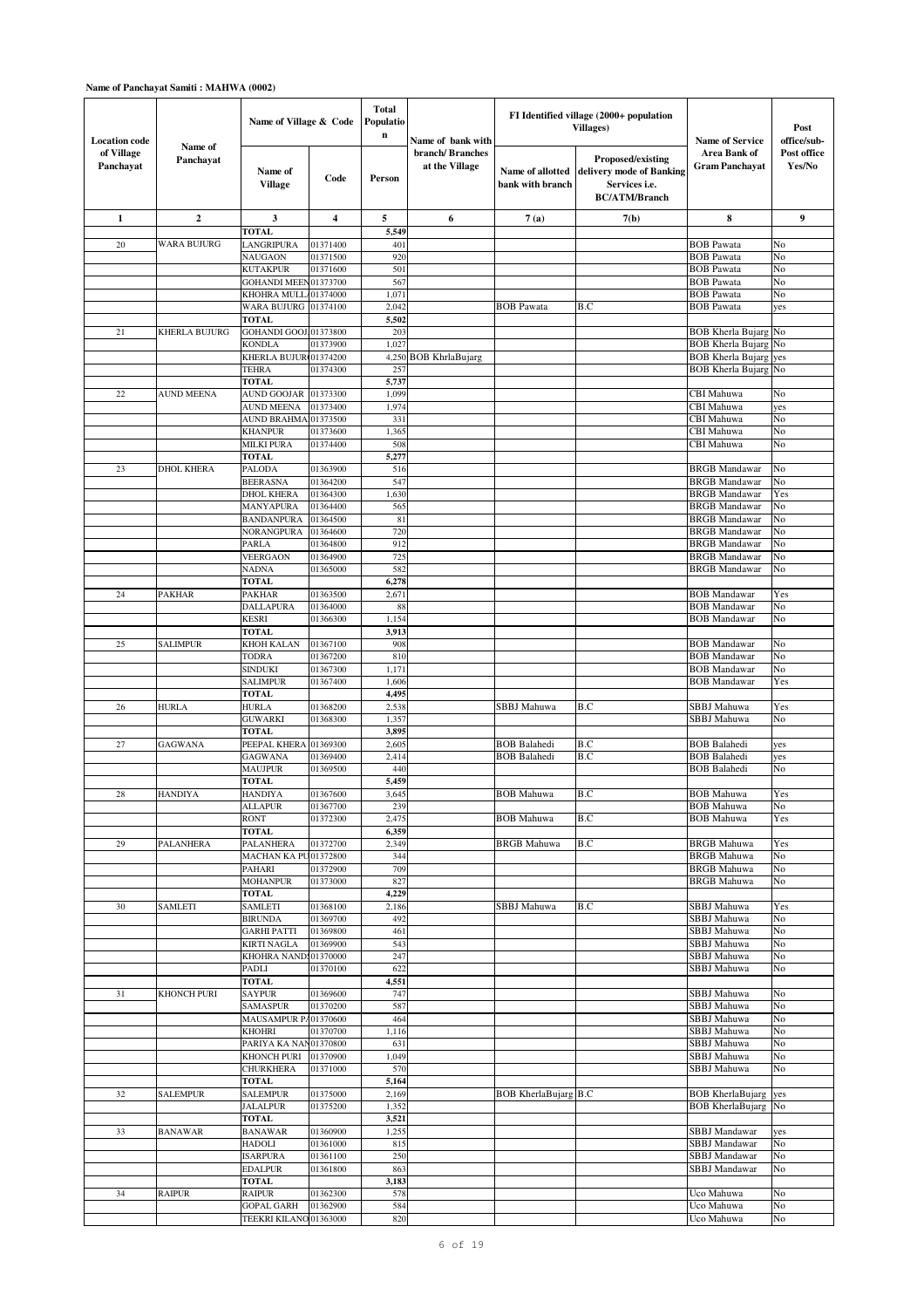**Name of Panchayat Samiti : MAHWA (0002)**

| Location code of Village Panchayat | Name of Panchayat | Name of Village & Code | | Total Population | Name of bank with branch/ Branches at the Village | FI Identified village (2000+ population Villages) | | Name of Service Area Bank of Gram Panchayat | Post office/sub-Post office Yes/No |
|---|---|---|---|---|---|---|---|---|---|
| | | Name of Village | Code | Person | | Name of allotted bank with branch | Proposed/existing delivery mode of Banking Services i.e. BC/ATM/Branch | | |
| 1 | 2 | 3 | 4 | 5 | 6 | 7 (a) | 7(b) | 8 | 9 |
| | | TOTAL | | 5,549 | | | | | |
| 20 | WARA BUJURG | LANGRIPURA | 01371400 | 401 | | | | BOB Pawata | No |
| | | NAUGAON | 01371500 | 920 | | | | BOB Pawata | No |
| | | KUTAKPUR | 01371600 | 501 | | | | BOB Pawata | No |
| | | GOHANDI MEEN | 01373700 | 567 | | | | BOB Pawata | No |
| | | KHOHRA MULL | 01374000 | 1,071 | | | | BOB Pawata | No |
| | | WARA BUJURG | 01374100 | 2,042 | | BOB Pawata | B.C | BOB Pawata | yes |
| | | TOTAL | | 5,502 | | | | | |
| 21 | KHERLA BUJURG | GOHANDI GOOJ | 01373800 | 203 | | | | BOB Kherla Bujarg | No |
| | | KONDLA | 01373900 | 1,027 | | | | BOB Kherla Bujarg | No |
| | | KHERLA BUJUR | 01374200 | 4,250 | BOB KhrlaBujarg | | | BOB Kherla Bujarg | yes |
| | | TEHRA | 01374300 | 257 | | | | BOB Kherla Bujarg | No |
| | | TOTAL | | 5,737 | | | | | |
| 22 | AUND MEENA | AUND GOOJAR | 01373300 | 1,099 | | | | CBI Mahuwa | No |
| | | AUND MEENA | 01373400 | 1,974 | | | | CBI Mahuwa | yes |
| | | AUND BRAHMA | 01373500 | 331 | | | | CBI Mahuwa | No |
| | | KHANPUR | 01373600 | 1,365 | | | | CBI Mahuwa | No |
| | | MILKI PURA | 01374400 | 508 | | | | CBI Mahuwa | No |
| | | TOTAL | | 5,277 | | | | | |
| 23 | DHOL KHERA | PALODA | 01363900 | 516 | | | | BRGB Mandawar | No |
| | | BEERASNA | 01364200 | 547 | | | | BRGB Mandawar | No |
| | | DHOL KHERA | 01364300 | 1,630 | | | | BRGB Mandawar | Yes |
| | | MANYAPURA | 01364400 | 565 | | | | BRGB Mandawar | No |
| | | BANDANPURA | 01364500 | 81 | | | | BRGB Mandawar | No |
| | | NORANGPURA | 01364600 | 720 | | | | BRGB Mandawar | No |
| | | PARLA | 01364800 | 912 | | | | BRGB Mandawar | No |
| | | VEERGAON | 01364900 | 725 | | | | BRGB Mandawar | No |
| | | NADNA | 01365000 | 582 | | | | BRGB Mandawar | No |
| | | TOTAL | | 6,278 | | | | | |
| 24 | PAKHAR | PAKHAR | 01363500 | 2,671 | | | | BOB Mandawar | Yes |
| | | DALLAPURA | 01364000 | 88 | | | | BOB Mandawar | No |
| | | KESRI | 01366300 | 1,154 | | | | BOB Mandawar | No |
| | | TOTAL | | 3,913 | | | | | |
| 25 | SALIMPUR | KHOH KALAN | 01367100 | 908 | | | | BOB Mandawar | No |
| | | TODRA | 01367200 | 810 | | | | BOB Mandawar | No |
| | | SINDUKI | 01367300 | 1,171 | | | | BOB Mandawar | No |
| | | SALIMPUR | 01367400 | 1,606 | | | | BOB Mandawar | Yes |
| | | TOTAL | | 4,495 | | | | | |
| 26 | HURLA | HURLA | 01368200 | 2,538 | | SBBJ Mahuwa | B.C | SBBJ Mahuwa | Yes |
| | | GUWARKI | 01368300 | 1,357 | | | | SBBJ Mahuwa | No |
| | | TOTAL | | 3,895 | | | | | |
| 27 | GAGWANA | PEEPAL KHERA | 01369300 | 2,605 | | BOB Balahedi | B.C | BOB Balahedi | yes |
| | | GAGWANA | 01369400 | 2,414 | | BOB Balahedi | B.C | BOB Balahedi | yes |
| | | MAUJPUR | 01369500 | 440 | | | | BOB Balahedi | No |
| | | TOTAL | | 5,459 | | | | | |
| 28 | HANDIYA | HANDIYA | 01367600 | 3,645 | | BOB Mahuwa | B.C | BOB Mahuwa | Yes |
| | | ALLAPUR | 01367700 | 239 | | | | BOB Mahuwa | No |
| | | RONT | 01372300 | 2,475 | | BOB Mahuwa | B.C | BOB Mahuwa | Yes |
| | | TOTAL | | 6,359 | | | | | |
| 29 | PALANHERA | PALANHERA | 01372700 | 2,349 | | BRGB Mahuwa | B.C | BRGB Mahuwa | Yes |
| | | MACHAN KA PU | 01372800 | 344 | | | | BRGB Mahuwa | No |
| | | PAHARI | 01372900 | 709 | | | | BRGB Mahuwa | No |
| | | MOHANPUR | 01373000 | 827 | | | | BRGB Mahuwa | No |
| | | TOTAL | | 4,229 | | | | | |
| 30 | SAMLETI | SAMLETI | 01368100 | 2,186 | | SBBJ Mahuwa | B.C | SBBJ Mahuwa | Yes |
| | | BIRUNDA | 01369700 | 492 | | | | SBBJ Mahuwa | No |
| | | GARHI PATTI | 01369800 | 461 | | | | SBBJ Mahuwa | No |
| | | KIRTI NAGLA | 01369900 | 543 | | | | SBBJ Mahuwa | No |
| | | KHOHRA NAND | 01370000 | 247 | | | | SBBJ Mahuwa | No |
| | | PADLI | 01370100 | 622 | | | | SBBJ Mahuwa | No |
| | | TOTAL | | 4,551 | | | | | |
| 31 | KHONCH PURI | SAYPUR | 01369600 | 747 | | | | SBBJ Mahuwa | No |
| | | SAMASPUR | 01370200 | 587 | | | | SBBJ Mahuwa | No |
| | | MAUSAMPUR P | 01370600 | 464 | | | | SBBJ Mahuwa | No |
| | | KHOHRI | 01370700 | 1,116 | | | | SBBJ Mahuwa | No |
| | | PARIYA KA NAN | 01370800 | 631 | | | | SBBJ Mahuwa | No |
| | | KHONCH PURI | 01370900 | 1,049 | | | | SBBJ Mahuwa | No |
| | | CHURKHERA | 01371000 | 570 | | | | SBBJ Mahuwa | No |
| | | TOTAL | | 5,164 | | | | | |
| 32 | SALEMPUR | SALEMPUR | 01375000 | 2,169 | | BOB KherlaBujarg | B.C | BOB KherlaBujarg | yes |
| | | JALALPUR | 01375200 | 1,352 | | | | BOB KherlaBujarg | No |
| | | TOTAL | | 3,521 | | | | | |
| 33 | BANAWAR | BANAWAR | 01360900 | 1,255 | | | | SBBJ Mandawar | yes |
| | | HADOLI | 01361000 | 815 | | | | SBBJ Mandawar | No |
| | | ISARPURA | 01361100 | 250 | | | | SBBJ Mandawar | No |
| | | EDALPUR | 01361800 | 863 | | | | SBBJ Mandawar | No |
| | | TOTAL | | 3,183 | | | | | |
| 34 | RAIPUR | RAIPUR | 01362300 | 578 | | | | Uco Mahuwa | No |
| | | GOPAL GARH | 01362900 | 584 | | | | Uco Mahuwa | No |
| | | TEEKRI KILANO | 01363000 | 820 | | | | Uco Mahuwa | No |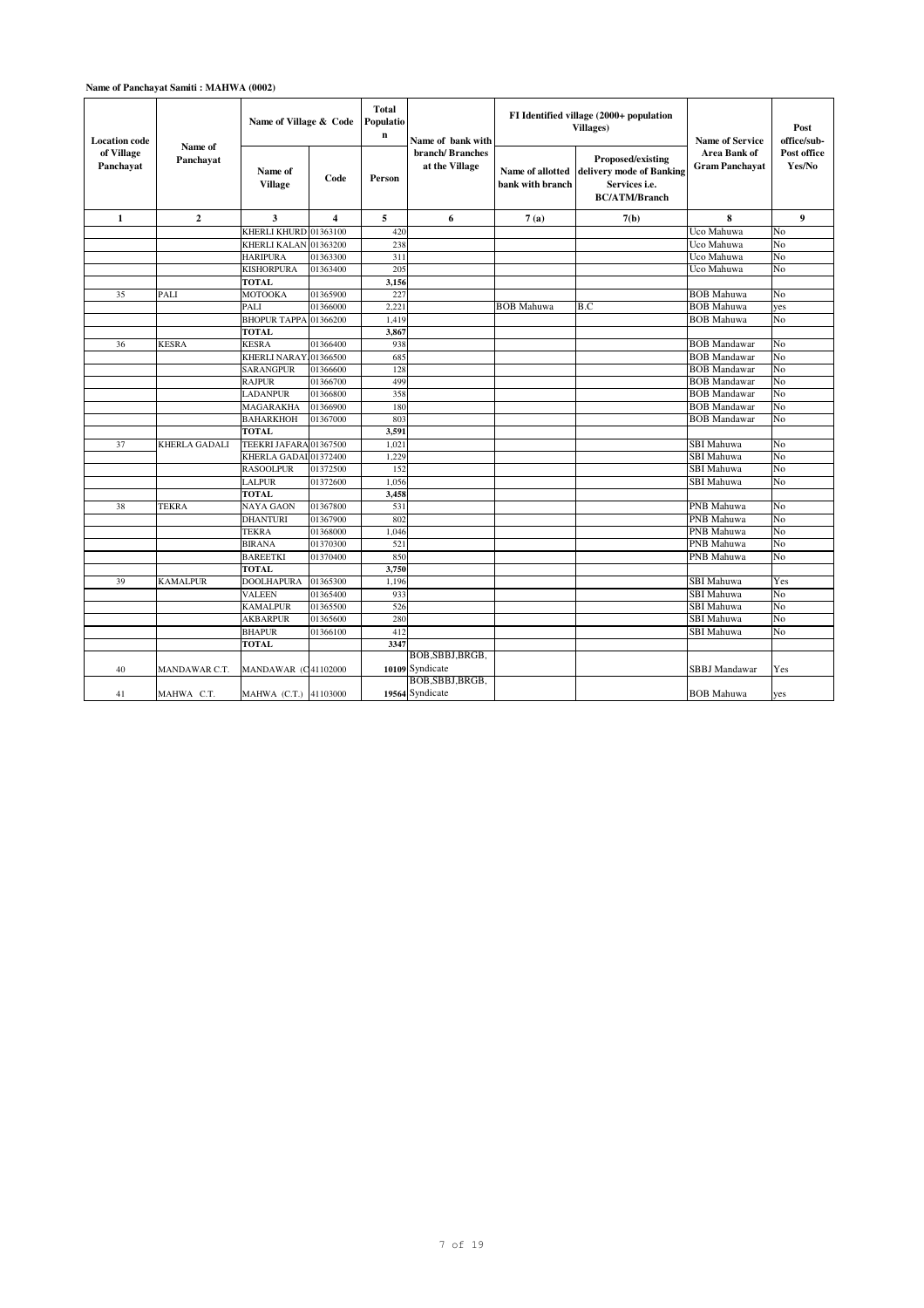**Name of Panchayat Samiti : MAHWA (0002)**

| Location code of Village Panchayat | Name of Panchayat | Name of Village & Code | | Total Population | Name of bank with branch/ Branches at the Village | FI Identified village (2000+ population Villages) | | Name of Service Area Bank of Gram Panchayat | Post office/sub-Post office Yes/No |
|---|---|---|---|---|---|---|---|---|---|
| | | Name of Village | Code | Person | | Name of allotted bank with branch | Proposed/existing delivery mode of Banking Services i.e. BC/ATM/Branch | | |
| 1 | 2 | 3 | 4 | 5 | 6 | 7 (a) | 7(b) | 8 | 9 |
| | | KHERLI KHURD | 01363100 | 420 | | | | Uco Mahuwa | No |
| | | KHERLI KALAN | 01363200 | 238 | | | | Uco Mahuwa | No |
| | | HARIPURA | 01363300 | 311 | | | | Uco Mahuwa | No |
| | | KISHORPURA | 01363400 | 205 | | | | Uco Mahuwa | No |
| | | **TOTAL** | | **3,156** | | | | | |
| 35 | PALI | MOTOOKA | 01365900 | 227 | | | | BOB Mahuwa | No |
| | | PALI | 01366000 | 2,221 | | BOB Mahuwa | B.C | BOB Mahuwa | yes |
| | | BHOPUR TAPPA | 01366200 | 1,419 | | | | BOB Mahuwa | No |
| | | **TOTAL** | | **3,867** | | | | | |
| 36 | KESRA | KESRA | 01366400 | 938 | | | | BOB Mandawar | No |
| | | KHERLI NARAY. | 01366500 | 685 | | | | BOB Mandawar | No |
| | | SARANGPUR | 01366600 | 128 | | | | BOB Mandawar | No |
| | | RAJPUR | 01366700 | 499 | | | | BOB Mandawar | No |
| | | LADANPUR | 01366800 | 358 | | | | BOB Mandawar | No |
| | | MAGARAKHA | 01366900 | 180 | | | | BOB Mandawar | No |
| | | BAHARKHOH | 01367000 | 803 | | | | BOB Mandawar | No |
| | | **TOTAL** | | **3,591** | | | | | |
| 37 | KHERLA GADALI | TEEKRI JAFARA | 01367500 | 1,021 | | | | SBI Mahuwa | No |
| | | KHERLA GADAL | 01372400 | 1,229 | | | | SBI Mahuwa | No |
| | | RASOOLPUR | 01372500 | 152 | | | | SBI Mahuwa | No |
| | | LALPUR | 01372600 | 1,056 | | | | SBI Mahuwa | No |
| | | **TOTAL** | | **3,458** | | | | | |
| 38 | TEKRA | NAYA GAON | 01367800 | 531 | | | | PNB Mahuwa | No |
| | | DHANTURI | 01367900 | 802 | | | | PNB Mahuwa | No |
| | | TEKRA | 01368000 | 1,046 | | | | PNB Mahuwa | No |
| | | BIRANA | 01370300 | 521 | | | | PNB Mahuwa | No |
| | | BAREETKI | 01370400 | 850 | | | | PNB Mahuwa | No |
| | | **TOTAL** | | **3,750** | | | | | |
| 39 | KAMALPUR | DOOLHAPURA | 01365300 | 1,196 | | | | SBI Mahuwa | Yes |
| | | VALEEN | 01365400 | 933 | | | | SBI Mahuwa | No |
| | | KAMALPUR | 01365500 | 526 | | | | SBI Mahuwa | No |
| | | AKBARPUR | 01365600 | 280 | | | | SBI Mahuwa | No |
| | | BHAPUR | 01366100 | 412 | | | | SBI Mahuwa | No |
| | | **TOTAL** | | **3347** | | | | | |
| 40 | MANDAWAR C.T. | MANDAWAR (C | 41102000 | **10109** | BOB,SBBJ,BRGB, Syndicate | | | SBBJ Mandawar | Yes |
| 41 | MAHWA C.T. | MAHWA (C.T.) | 41103000 | **19564** | BOB,SBBJ,BRGB, Syndicate | | | BOB Mahuwa | yes |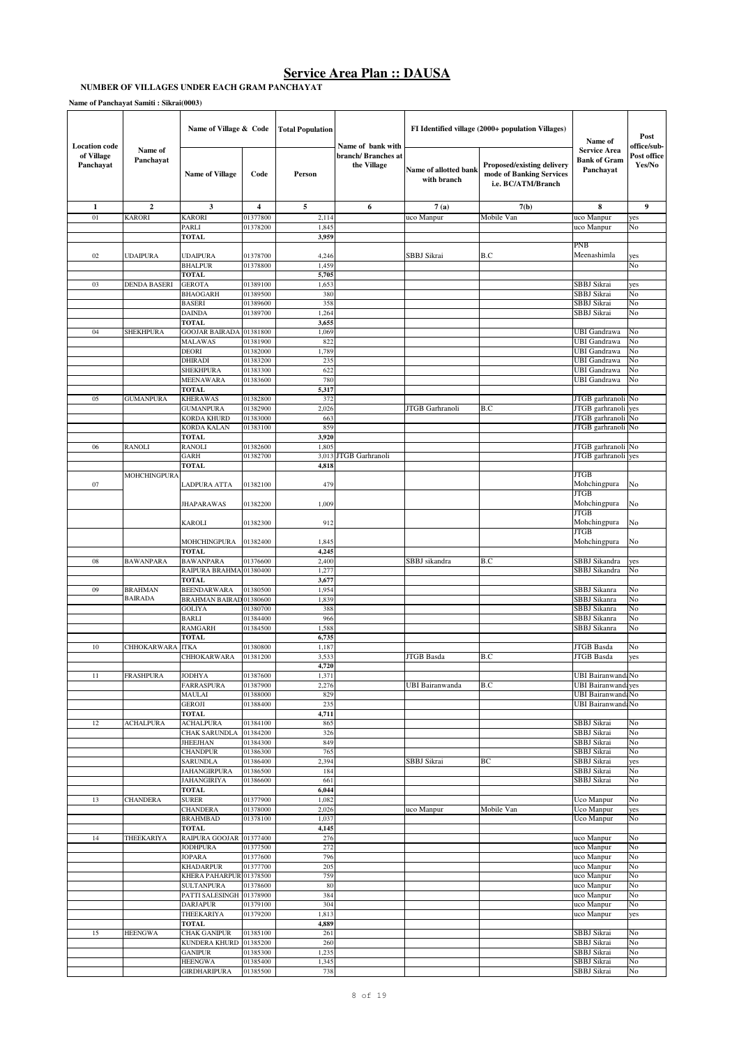# Service Area Plan :: DAUSA

**NUMBER OF VILLAGES UNDER EACH GRAM PANCHAYAT**

**Name of Panchayat Samiti : Sikrai(0003)**

| Location code of Village Panchayat | Name of Panchayat | Name of Village & Code | | Total Population | Name of bank with branch/ Branches at the Village | FI Identified village (2000+ population Villages) | | Name of Service Area Bank of Gram Panchayat | Post office/sub-Post office Yes/No |
|---|---|---|---|---|---|---|---|---|---|
| | | Name of Village | Code | Person | | Name of allotted bank with branch | Proposed/existing delivery mode of Banking Services i.e. BC/ATM/Branch | | |
| 1 | 2 | 3 | 4 | 5 | 6 | 7 (a) | 7(b) | 8 | 9 |
| 01 | KARORI | KARORI | 01377800 | 2,114 | | uco Manpur | Mobile Van | uco Manpur | yes |
| | | PARLI | 01378200 | 1,845 | | | | uco Manpur | No |
| | | TOTAL | | 3,959 | | | | | |
| 02 | UDAIPURA | UDAIPURA | 01378700 | 4,246 | | SBBJ Sikrai | B.C | PNB Meenashimla | yes |
| | | BHALPUR | 01378800 | 1,459 | | | | | No |
| | | TOTAL | | 5,705 | | | | | |
| 03 | DENDA BASERI | GEROTA | 01389100 | 1,653 | | | | SBBJ Sikrai | yes |
| | | BHAOGARH | 01389500 | 380 | | | | SBBJ Sikrai | No |
| | | BASERI | 01389600 | 358 | | | | SBBJ Sikrai | No |
| | | DAINDA | 01389700 | 1,264 | | | | SBBJ Sikrai | No |
| | | TOTAL | | 3,655 | | | | | |
| 04 | SHEKHPURA | GOOJAR BAIRADA | 01381800 | 1,069 | | | | UBI Gandrawa | No |
| | | MALAWAS | 01381900 | 822 | | | | UBI Gandrawa | No |
| | | DEORI | 01382000 | 1,789 | | | | UBI Gandrawa | No |
| | | DHIRADI | 01383200 | 235 | | | | UBI Gandrawa | No |
| | | SHEKHPURA | 01383300 | 622 | | | | UBI Gandrawa | No |
| | | MEENAWARA | 01383600 | 780 | | | | UBI Gandrawa | No |
| | | TOTAL | | 5,317 | | | | | |
| 05 | GUMANPURA | KHERAWAS | 01382800 | 372 | | | | JTGB garhranoli | No |
| | | GUMANPURA | 01382900 | 2,026 | | JTGB Garhranoli | B.C | JTGB garhranoli | yes |
| | | KORDA KHURD | 01383000 | 663 | | | | JTGB garhranoli | No |
| | | KORDA KALAN | 01383100 | 859 | | | | JTGB garhranoli | No |
| | | TOTAL | | 3,920 | | | | | |
| 06 | RANOLI | RANOLI | 01382600 | 1,805 | | | | JTGB garhranoli | No |
| | | GARH | 01382700 | 3,013 | JTGB Garhranoli | | | JTGB garhranoli | yes |
| | | TOTAL | | 4,818 | | | | | |
| 07 | MOHCHINGPURA | LADPURA ATTA | 01382100 | 479 | | | | JTGB Mohchingpura | No |
| | | JHAPARAWAS | 01382200 | 1,009 | | | | JTGB Mohchingpura | No |
| | | KAROLI | 01382300 | 912 | | | | JTGB Mohchingpura | No |
| | | MOHCHINGPURA | 01382400 | 1,845 | | | | JTGB Mohchingpura | No |
| | | TOTAL | | 4,245 | | | | | |
| 08 | BAWANPARA | BAWANPARA | 01376600 | 2,400 | | SBBJ sikandra | B.C | SBBJ Sikandra | yes |
| | | RAIPURA BRAHMA | 01380400 | 1,277 | | | | SBBJ Sikandra | No |
| | | TOTAL | | 3,677 | | | | | |
| 09 | BRAHMAN BAIRADA | BEENDARWARA | 01380500 | 1,954 | | | | SBBJ Sikanra | No |
| | | BRAHMAN BAIRAD | 01380600 | 1,839 | | | | SBBJ Sikanra | No |
| | | GOLIYA | 01380700 | 388 | | | | SBBJ Sikanra | No |
| | | BARLI | 01384400 | 966 | | | | SBBJ Sikanra | No |
| | | RAMGARH | 01384500 | 1,588 | | | | SBBJ Sikanra | No |
| | | TOTAL | | 6,735 | | | | | |
| 10 | CHHOKARWARA | ITKA | 01380800 | 1,187 | | | | JTGB Basda | No |
| | | CHHOKARWARA | 01381200 | 3,533 | | JTGB Basda | B.C | JTGB Basda | yes |
| | | | | 4,720 | | | | | |
| 11 | FRASHPURA | JODHYA | 01387600 | 1,371 | | | | UBI Bairanwanda | No |
| | | FARRASPURA | 01387900 | 2,276 | | UBI Bairanwanda | B.C | UBI Bairanwanda | yes |
| | | MAULAI | 01388000 | 829 | | | | UBI Bairanwanda | No |
| | | GEROJI | 01388400 | 235 | | | | UBI Bairanwanda | No |
| | | TOTAL | | 4,711 | | | | | |
| 12 | ACHALPURA | ACHALPURA | 01384100 | 865 | | | | SBBJ Sikrai | No |
| | | CHAK SARUNDLA | 01384200 | 326 | | | | SBBJ Sikrai | No |
| | | JHEEJHAN | 01384300 | 849 | | | | SBBJ Sikrai | No |
| | | CHANDPUR | 01386300 | 765 | | | | SBBJ Sikrai | No |
| | | SARUNDLA | 01386400 | 2,394 | | SBBJ Sikrai | BC | SBBJ Sikrai | yes |
| | | JAHANGIRPURA | 01386500 | 184 | | | | SBBJ Sikrai | No |
| | | JAHANGIRIYA | 01386600 | 661 | | | | SBBJ Sikrai | No |
| | | TOTAL | | 6,044 | | | | | |
| 13 | CHANDERA | SURER | 01377900 | 1,082 | | | | Uco Manpur | No |
| | | CHANDERA | 01378000 | 2,026 | | uco Manpur | Mobile Van | Uco Manpur | yes |
| | | BRAHMBAD | 01378100 | 1,037 | | | | Uco Manpur | No |
| | | TOTAL | | 4,145 | | | | | |
| 14 | THEEKARIYA | RAIPURA GOOJAR | 01377400 | 276 | | | | uco Manpur | No |
| | | JODHPURA | 01377500 | 272 | | | | uco Manpur | No |
| | | JOPARA | 01377600 | 796 | | | | uco Manpur | No |
| | | KHADARPUR | 01377700 | 205 | | | | uco Manpur | No |
| | | KHERA PAHARPUR | 01378500 | 759 | | | | uco Manpur | No |
| | | SULTANPURA | 01378600 | 80 | | | | uco Manpur | No |
| | | PATTI SALESINGH | 01378900 | 384 | | | | uco Manpur | No |
| | | DARJAPUR | 01379100 | 304 | | | | uco Manpur | No |
| | | THEEKARIYA | 01379200 | 1,813 | | | | uco Manpur | yes |
| | | TOTAL | | 4,889 | | | | | |
| 15 | HEENGWA | CHAK GANIPUR | 01385100 | 261 | | | | SBBJ Sikrai | No |
| | | KUNDERA KHURD | 01385200 | 260 | | | | SBBJ Sikrai | No |
| | | GANIPUR | 01385300 | 1,235 | | | | SBBJ Sikrai | No |
| | | HEENGWA | 01385400 | 1,345 | | | | SBBJ Sikrai | No |
| | | GIRDHARIPURA | 01385500 | 738 | | | | SBBJ Sikrai | No |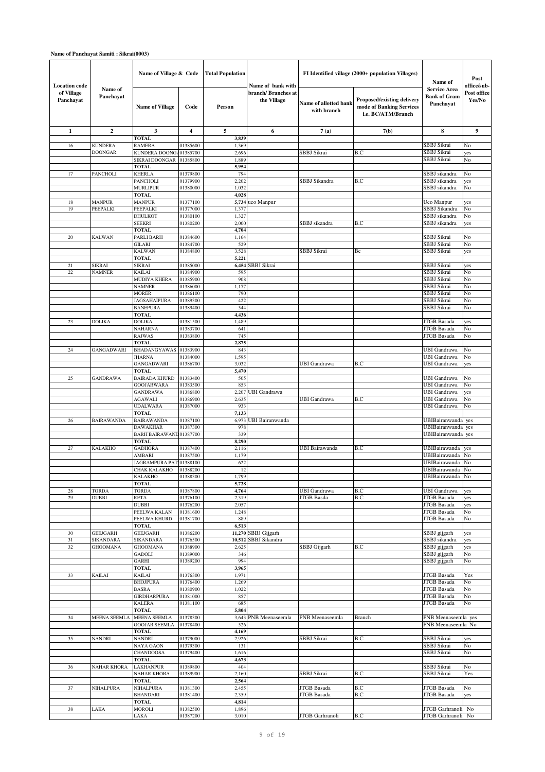**Name of Panchayat Samiti : Sikrai(0003)**

| Location code of Village Panchayat | Name of Panchayat | Name of Village & Code | | Total Population | Name of bank with branch/ Branches at the Village | FI Identified village (2000+ population Villages) | | Name of Service Area Bank of Gram Panchayat | Post office/sub-Post office Yes/No |
|---|---|---|---|---|---|---|---|---|---|
| | | Name of Village | Code | Person | | Name of allotted bank with branch | Proposed/existing delivery mode of Banking Services i.e. BC/ATM/Branch | | |
| 1 | 2 | 3 | 4 | 5 | 6 | 7 (a) | 7(b) | 8 | 9 |
| | | TOTAL | | 3,839 | | | | | |
| 16 | KUNDERA DOONGAR | RAMERA | 01385600 | 1,369 | | | | SBBJ Sikrai | No |
| | | KUNDERA DOONG/ | 01385700 | 2,696 | | SBBJ Sikrai | B.C | SBBJ Sikrai | yes |
| | | SIKRAI DOONGAR | 01385800 | 1,889 | | | | SBBJ Sikrai | No |
| | | TOTAL | | 5,954 | | | | | |
| 17 | PANCHOLI | KHERLA | 01379800 | 794 | | | | SBBJ sikandra | No |
| | | PANCHOLI | 01379900 | 2,202 | | SBBJ Sikandra | B.C | SBBJ sikandra | yes |
| | | MURLIPUR | 01380000 | 1,032 | | | | SBBJ sikandra | No |
| | | TOTAL | | 4,028 | | | | | |
| 18 | MANPUR | MANPUR | 01377100 | 5,734 | uco Manpur | | | Uco Manpur | yes |
| 19 | PEEPALKI | PEEPALKI | 01377000 | 1,377 | | | | SBBJ Sikandra | No |
| | | DHULKOT | 01380100 | 1,327 | | | | SBBJ sikandra | No |
| | | SEEKRI | 01380200 | 2,000 | | SBBJ sikandra | B.C | SBBJ sikandra | yes |
| | | TOTAL | | 4,704 | | | | | |
| 20 | KALWAN | PARLI BARH | 01384600 | 1,164 | | | | SBBJ Sikrai | No |
| | | GILARI | 01384700 | 529 | | | | SBBJ Sikrai | No |
| | | KALWAN | 01384800 | 3,528 | | SBBJ Sikrai | Bc | SBBJ Sikrai | yes |
| | | TOTAL | | 5,221 | | | | | |
| 21 | SIKRAI | SIKRAI | 01385000 | 6,454 | SBBJ Sikrai | | | SBBJ Sikrai | yes |
| 22 | NAMNER | KAILAI | 01384900 | 595 | | | | SBBJ Sikrai | No |
| | | MUDIYA KHERA | 01385900 | 908 | | | | SBBJ Sikrai | No |
| | | NAMNER | 01386000 | 1,177 | | | | SBBJ Sikrai | No |
| | | MORER | 01386100 | 790 | | | | SBBJ Sikrai | No |
| | | JAGSAHAIPURA | 01389300 | 422 | | | | SBBJ Sikrai | No |
| | | BANEPURA | 01389400 | 544 | | | | SBBJ Sikrai | No |
| | | TOTAL | | 4,436 | | | | | |
| 23 | DOLIKA | DOLIKA | 01381500 | 1,489 | | | | JTGB Basada | yes |
| | | NAHARNA | 01383700 | 641 | | | | JTGB Basada | No |
| | | RAJWAS | 01383800 | 745 | | | | JTGB Basada | No |
| | | TOTAL | | 2,875 | | | | | |
| 24 | GANGADWARI | BHADANGYAWAS | 01383900 | 843 | | | | UBI Gandrawa | No |
| | | JHARNA | 01384000 | 1,595 | | | | UBI Gandrawa | No |
| | | GANGADWARI | 01386700 | 3,032 | | UBI Gandrawa | B.C | UBI Gandrawa | yes |
| | | TOTAL | | 5,470 | | | | | |
| 25 | GANDRAWA | BAIRADA KHURD | 01383400 | 505 | | | | UBI Gandrawa | No |
| | | GOOJARWARA | 01383500 | 853 | | | | UBI Gandrawa | No |
| | | GANDRAWA | 01386800 | 2,207 | UBI Gandrawa | | | UBI Gandrawa | yes |
| | | AGAWALI | 01386900 | 2,635 | | UBI Gandrawa | B.C | UBI Gandrawa | No |
| | | UDALWARA | 01387000 | 933 | | | | UBI Gandrawa | No |
| | | TOTAL | | 7,133 | | | | | |
| 26 | BAIRAWANDA | BAIRAWANDA | 01387100 | 6,973 | UBI Bairanwanda | | | UBIBairanwanda | yes |
| | | DAWAKHAR | 01387300 | 978 | | | | UBIBairanwanda | yes |
| | | BARH BAIRAWAND | 01387700 | 339 | | | | UBIBairanwanda | yes |
| | | TOTAL | | 8,290 | | | | | |
| 27 | KALAKHO | GADHORA | 01387400 | 2,116 | | UBI Bairawanda | B.C | UBIBairawanda | yes |
| | | AMBARI | 01387500 | 1,179 | | | | UBIBairawanda | No |
| | | JAGRAMPURA PAT | 01388100 | 622 | | | | UBIBairawanda | No |
| | | CHAK KALAKHO | 01388200 | 12 | | | | UBIBairawanda | No |
| | | KALAKHO | 01388300 | 1,799 | | | | UBIBairawanda | No |
| | | TOTAL | | 5,728 | | | | | |
| 28 | TORDA | TORDA | 01387800 | 4,764 | | UBI Gandrawa | B.C | UBI Gandrawa | yes |
| 29 | DUBBI | RETA | 01376100 | 2,319 | | JTGB Basda | B.C | JTGB Basada | yes |
| | | DUBBI | 01376200 | 2,057 | | | | JTGB Basada | yes |
| | | PEELWA KALAN | 01381600 | 1,248 | | | | JTGB Basada | No |
| | | PEELWA KHURD | 01381700 | 889 | | | | JTGB Basada | No |
| | | TOTAL | | 6,513 | | | | | |
| 30 | GEEJGARH | GEEJGARH | 01386200 | 11,270 | SBBJ Gijgarh | | | SBBJ gijgarh | yes |
| 31 | SIKANDARA | SIKANDARA | 01376500 | 10,512 | SBBJ Sikandra | | | SBBJ sikandra | yes |
| 32 | GHOOMANA | GHOOMANA | 01388900 | 2,625 | | SBBJ Gijgarh | B.C | SBBJ gijgarh | yes |
| | | GADOLI | 01389000 | 346 | | | | SBBJ gijgarh | No |
| | | GARHI | 01389200 | 994 | | | | SBBJ gijgarh | No |
| | | TOTAL | | 3,965 | | | | | |
| 33 | KAILAI | KAILAI | 01376300 | 1,971 | | | | JTGB Basada | Yes |
| | | BHOJPURA | 01376400 | 1,269 | | | | JTGB Basada | No |
| | | BASRA | 01380900 | 1,022 | | | | JTGB Basada | No |
| | | GIRDHARPURA | 01381000 | 857 | | | | JTGB Basada | No |
| | | KALERA | 01381100 | 685 | | | | JTGB Basada | No |
| | | TOTAL | | 5,804 | | | | | |
| 34 | MEENA SEEMLA | MEENA SEEMLA | 01378300 | 3,643 | PNB Meenaseemla | PNB Meenaseemla | Branch | PNB Meenaseemla | yes |
| | | GOOJAR SEEMLA | 01378400 | 526 | | | | PNB Meenaseemla | No |
| | | TOTAL | | 4,169 | | | | | |
| 35 | NANDRI | NANDRI | 01379000 | 2,926 | | SBBJ Sikrai | B.C | SBBJ Sikrai | yes |
| | | NAYA GAON | 01379300 | 131 | | | | SBBJ Sikrai | No |
| | | CHANDOOSA | 01379400 | 1,616 | | | | SBBJ Sikrai | No |
| | | TOTAL | | 4,673 | | | | | |
| 36 | NAHAR KHORA | LAKHANPUR | 01389800 | 404 | | | | SBBJ Sikrai | No |
| | | NAHAR KHORA | 01389900 | 2,160 | | SBBJ Sikrai | B.C | SBBJ Sikrai | Yes |
| | | TOTAL | | 2,564 | | | | | |
| 37 | NIHALPURA | NIHALPURA | 01381300 | 2,455 | | JTGB Basada | B.C | JTGB Basada | No |
| | | BHANDARI | 01381400 | 2,359 | | JTGB Basada | B.C | JTGB Basada | yes |
| | | TOTAL | | 4,814 | | | | | |
| 38 | LAKA | MOROLI | 01382500 | 1,896 | | | | JTGB Garhranoli | No |
| | | LAKA | 01387200 | 3,010 | | JTGB Garhranoli | B.C | JTGB Garhranoli | No |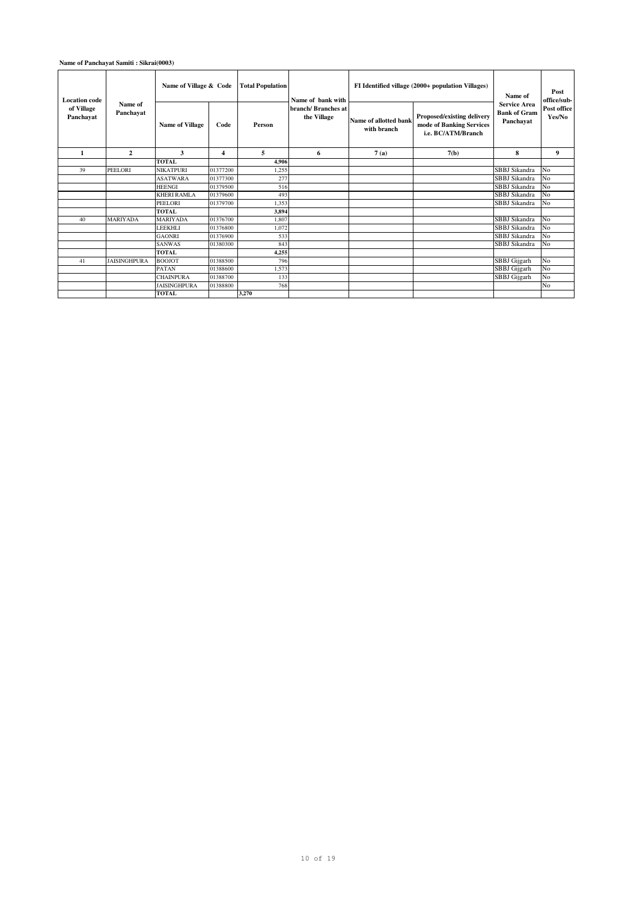**Name of Panchayat Samiti : Sikrai(0003)**

| Location code of Village Panchayat | Name of Panchayat | Name of Village & Code | | Total Population | Name of bank with branch/ Branches at the Village | FI Identified village (2000+ population Villages) | | Name of Service Area Bank of Gram Panchayat | Post office/sub-Post office Yes/No |
|---|---|---|---|---|---|---|---|---|---|
| | | Name of Village | Code | Person | | Name of allotted bank with branch | Proposed/existing delivery mode of Banking Services i.e. BC/ATM/Branch | | |
| 1 | 2 | 3 | 4 | 5 | 6 | 7 (a) | 7(b) | 8 | 9 |
| | | **TOTAL** | | **4,906** | | | | | |
| 39 | PEELORI | NIKATPURI | 01377200 | 1,255 | | | | SBBJ Sikandra | No |
| | | ASATWARA | 01377300 | 277 | | | | SBBJ Sikandra | No |
| | | HEENGI | 01379500 | 516 | | | | SBBJ Sikandra | No |
| | | KHERI RAMLA | 01379600 | 493 | | | | SBBJ Sikandra | No |
| | | PEELORI | 01379700 | 1,353 | | | | SBBJ Sikandra | No |
| | | **TOTAL** | | **3,894** | | | | | |
| 40 | MARIYADA | MARIYADA | 01376700 | 1,807 | | | | SBBJ Sikandra | No |
| | | LEEKHLI | 01376800 | 1,072 | | | | SBBJ Sikandra | No |
| | | GAONRI | 01376900 | 533 | | | | SBBJ Sikandra | No |
| | | SANWAS | 01380300 | 843 | | | | SBBJ Sikandra | No |
| | | **TOTAL** | | **4,255** | | | | | |
| 41 | JAISINGHPURA | BOOJOT | 01388500 | 796 | | | | SBBJ Gijgarh | No |
| | | PATAN | 01388600 | 1,573 | | | | SBBJ Gijgarh | No |
| | | CHAINPURA | 01388700 | 133 | | | | SBBJ Gijgarh | No |
| | | JAISINGHPURA | 01388800 | 768 | | | | | No |
| | | **TOTAL** | | **3,270** | | | | | |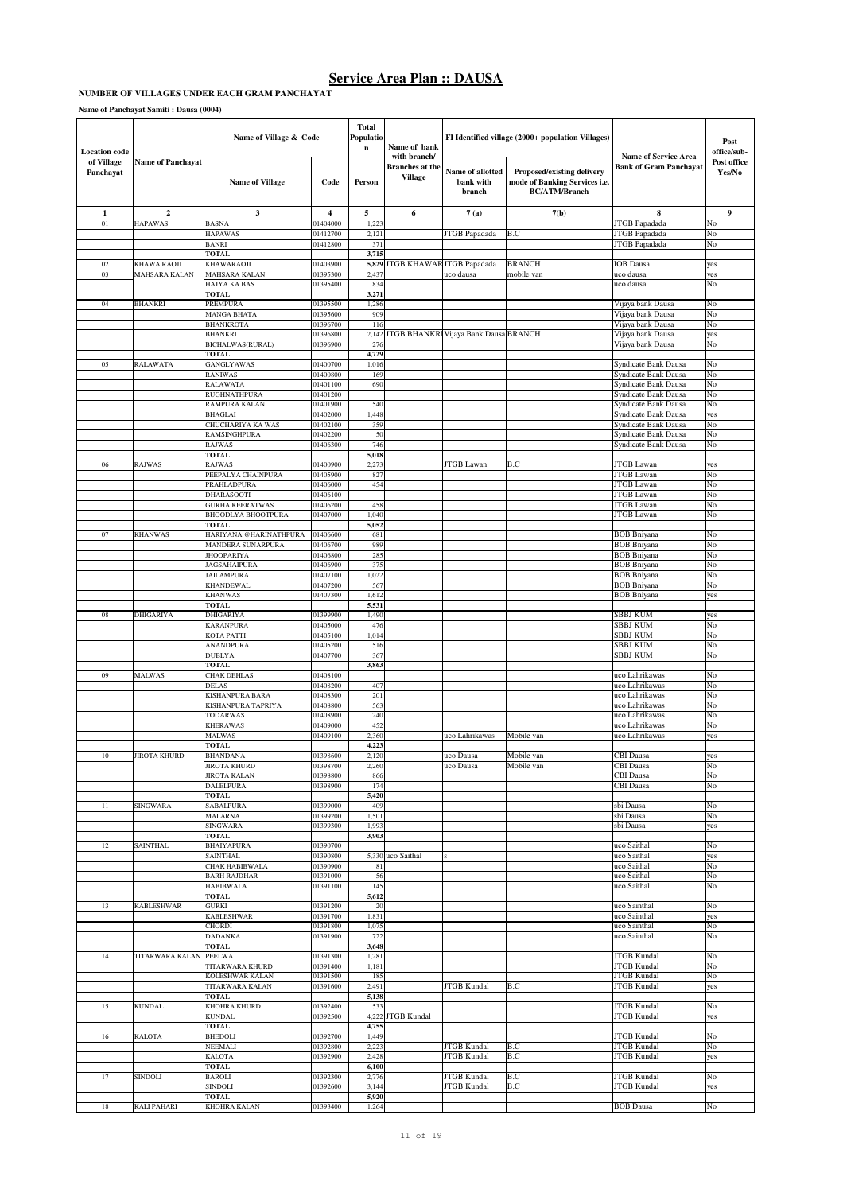# Service Area Plan :: DAUSA

**NUMBER OF VILLAGES UNDER EACH GRAM PANCHAYAT**

**Name of Panchayat Samiti : Dausa (0004)**

| Location code of Village Panchayat | Name of Panchayat | Name of Village & Code | | Total Population | Name of bank with branch/ Branches at the Village | FI Identified village (2000+ population Villages) | | Name of Service Area Bank of Gram Panchayat | Post office/sub-Post office Yes/No |
|---|---|---|---|---|---|---|---|---|---|
| | | Name of Village | Code | Person | | Name of allotted bank with branch | Proposed/existing delivery mode of Banking Services i.e. BC/ATM/Branch | | |
| 1 | 2 | 3 | 4 | 5 | 6 | 7(a) | 7(b) | 8 | 9 |
| 01 | HAPAWAS | BASNA | 01404000 | 1,223 | | | | JTGB Papadada | No |
| | | HAPAWAS | 01412700 | 2,121 | | JTGB Papadada | B.C | JTGB Papadada | No |
| | | BANRI | 01412800 | 371 | | | | JTGB Papadada | No |
| | | TOTAL | | 3,715 | | | | | |
| 02 | KHAWA RAOJI | KHAWARAOJI | 01403900 | 5,829 | JTGB KHAWAR | JTGB Papadada | BRANCH | IOB Dausa | yes |
| 03 | MAHSARA KALAN | MAHSARA KALAN | 01395300 | 2,437 | | uco dausa | mobile van | uco dausa | yes |
| | | HAJYA KA BAS | 01395400 | 834 | | | | uco dausa | No |
| | | TOTAL | | 3,271 | | | | | |
| 04 | BHANKRI | PREMPURA | 01395500 | 1,286 | | | | Vijaya bank Dausa | No |
| | | MANGA BHATA | 01395600 | 909 | | | | Vijaya bank Dausa | No |
| | | BHANKROTA | 01396700 | 116 | | | | Vijaya bank Dausa | No |
| | | BHANKRI | 01396800 | 2,142 | JTGB BHANKRI | Vijaya Bank Dausa | BRANCH | Vijaya bank Dausa | yes |
| | | BICHALWAS(RURAL) | 01396900 | 276 | | | | Vijaya bank Dausa | No |
| | | TOTAL | | 4,729 | | | | | |
| 05 | RALAWATA | GANGLYAWAS | 01400700 | 1,016 | | | | Syndicate Bank Dausa | No |
| | | RANIWAS | 01400800 | 169 | | | | Syndicate Bank Dausa | No |
| | | RALAWATA | 01401100 | 690 | | | | Syndicate Bank Dausa | No |
| | | RUGHNATHPURA | 01401200 | | | | | Syndicate Bank Dausa | No |
| | | RAMPURA KALAN | 01401900 | 540 | | | | Syndicate Bank Dausa | No |
| | | BHAGLAI | 01402000 | 1,448 | | | | Syndicate Bank Dausa | yes |
| | | CHUCHARIYA KA WAS | 01402100 | 359 | | | | Syndicate Bank Dausa | No |
| | | RAMSINGHPURA | 01402200 | 50 | | | | Syndicate Bank Dausa | No |
| | | RAJWAS | 01406300 | 746 | | | | Syndicate Bank Dausa | No |
| | | TOTAL | | 5,018 | | | | | |
| 06 | RAJWAS | RAJWAS | 01400900 | 2,273 | | JTGB Lawan | B.C | JTGB Lawan | yes |
| | | PEEPALYA CHAINPURA | 01405900 | 827 | | | | JTGB Lawan | No |
| | | PRAHLADPURA | 01406000 | 454 | | | | JTGB Lawan | No |
| | | DHARASOOTI | 01406100 | | | | | JTGB Lawan | No |
| | | GURHA KEERATWAS | 01406200 | 458 | | | | JTGB Lawan | No |
| | | BHOODLYA BHOOTPURA | 01407000 | 1,040 | | | | JTGB Lawan | No |
| | | TOTAL | | 5,052 | | | | | |
| 07 | KHANWAS | HARIYANA @HARINATHPURA | 01406600 | 681 | | | | BOB Bniyana | No |
| | | MANDERA SUNARPURA | 01406700 | 989 | | | | BOB Bniyana | No |
| | | JHOOPARIYA | 01406800 | 285 | | | | BOB Bniyana | No |
| | | JAGSAHAIPURA | 01406900 | 375 | | | | BOB Bniyana | No |
| | | JAILAMPURA | 01407100 | 1,022 | | | | BOB Bniyana | No |
| | | KHANDEWAL | 01407200 | 567 | | | | BOB Bniyana | No |
| | | KHANWAS | 01407300 | 1,612 | | | | BOB Bniyana | yes |
| | | TOTAL | | 5,531 | | | | | |
| 08 | DHIGARIYA | DHIGARIYA | 01399900 | 1,490 | | | | SBBJ KUM | yes |
| | | KARANPURA | 01405000 | 476 | | | | SBBJ KUM | No |
| | | KOTA PATTI | 01405100 | 1,014 | | | | SBBJ KUM | No |
| | | ANANDPURA | 01405200 | 516 | | | | SBBJ KUM | No |
| | | DUBLYA | 01407700 | 367 | | | | SBBJ KUM | No |
| | | TOTAL | | 3,863 | | | | | |
| 09 | MALWAS | CHAK DEHLAS | 01408100 | | | | | uco Lahrikawas | No |
| | | DELAS | 01408200 | 407 | | | | uco Lahrikawas | No |
| | | KISHANPURA BARA | 01408300 | 201 | | | | uco Lahrikawas | No |
| | | KISHANPURA TAPRIYA | 01408800 | 563 | | | | uco Lahrikawas | No |
| | | TODARWAS | 01408900 | 240 | | | | uco Lahrikawas | No |
| | | KHERAWAS | 01409000 | 452 | | | | uco Lahrikawas | No |
| | | MALWAS | 01409100 | 2,360 | | uco Lahrikawas | Mobile van | uco Lahrikawas | yes |
| | | TOTAL | | 4,223 | | | | | |
| 10 | JIROTA KHURD | BHANDANA | 01398600 | 2,120 | | uco Dausa | Mobile van | CBI Dausa | yes |
| | | JIROTA KHURD | 01398700 | 2,260 | | uco Dausa | Mobile van | CBI Dausa | No |
| | | JIROTA KALAN | 01398800 | 866 | | | | CBI Dausa | No |
| | | DALELPURA | 01398900 | 174 | | | | CBI Dausa | No |
| | | TOTAL | | 5,420 | | | | | |
| 11 | SINGWARA | SABALPURA | 01399000 | 409 | | | | sbi Dausa | No |
| | | MALARNA | 01399200 | 1,501 | | | | sbi Dausa | No |
| | | SINGWARA | 01399300 | 1,993 | | | | sbi Dausa | yes |
| | | TOTAL | | 3,903 | | | | | |
| 12 | SAINTHAL | BHAIYAPURA | 01390700 | | | | | uco Saithal | No |
| | | SAINTHAL | 01390800 | 5,330 | uco Saithal | s | | uco Saithal | yes |
| | | CHAK HABIBWALA | 01390900 | 81 | | | | uco Saithal | No |
| | | BARH RAJDHAR | 01391000 | 56 | | | | uco Saithal | No |
| | | HABIBWALA | 01391100 | 145 | | | | uco Saithal | No |
| | | TOTAL | | 5,612 | | | | | |
| 13 | KABLESHWAR | GURKI | 01391200 | 20 | | | | uco Sainthal | No |
| | | KABLESHWAR | 01391700 | 1,831 | | | | uco Sainthal | yes |
| | | CHORDI | 01391800 | 1,075 | | | | uco Sainthal | No |
| | | DADANKA | 01391900 | 722 | | | | uco Sainthal | No |
| | | TOTAL | | 3,648 | | | | | |
| 14 | TITARWARA KALAN | PEELWA | 01391300 | 1,281 | | | | JTGB Kundal | No |
| | | TITARWARA KHURD | 01391400 | 1,181 | | | | JTGB Kundal | No |
| | | KOLESHWAR KALAN | 01391500 | 185 | | | | JTGB Kundal | No |
| | | TITARWARA KALAN | 01391600 | 2,491 | | JTGB Kundal | B.C | JTGB Kundal | yes |
| | | TOTAL | | 5,138 | | | | | |
| 15 | KUNDAL | KHOHRA KHURD | 01392400 | 533 | | | | JTGB Kundal | No |
| | | KUNDAL | 01392500 | 4,222 | JTGB Kundal | | | JTGB Kundal | yes |
| | | TOTAL | | 4,755 | | | | | |
| 16 | KALOTA | BHEDOLI | 01392700 | 1,449 | | | | JTGB Kundal | No |
| | | NEEMALI | 01392800 | 2,223 | | JTGB Kundal | B.C | JTGB Kundal | No |
| | | KALOTA | 01392900 | 2,428 | | JTGB Kundal | B.C | JTGB Kundal | yes |
| | | TOTAL | | 6,100 | | | | | |
| 17 | SINDOLI | BAROLI | 01392300 | 2,776 | | JTGB Kundal | B.C | JTGB Kundal | No |
| | | SINDOLI | 01392600 | 3,144 | | JTGB Kundal | B.C | JTGB Kundal | yes |
| | | TOTAL | | 5,920 | | | | | |
| 18 | KALI PAHARI | KHOHRA KALAN | 01393400 | 1,264 | | | | BOB Dausa | No |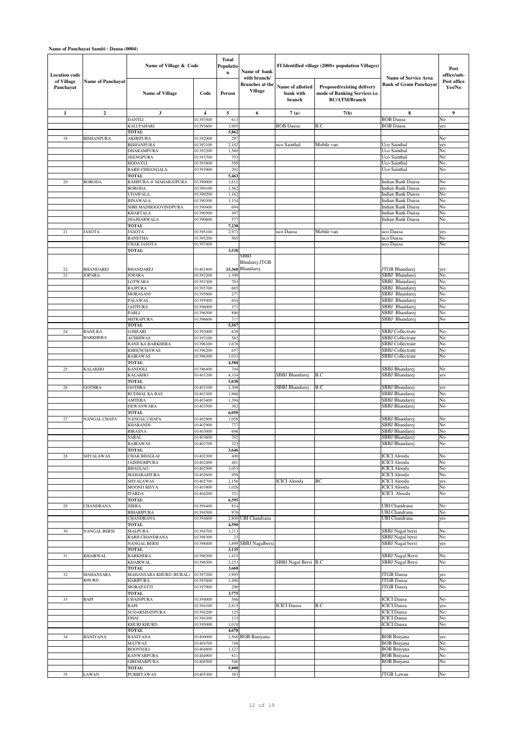**Name of Panchayat Samiti : Dausa (0004)**

| Location code of Village Panchayat | Name of Panchayat | Name of Village & Code | | Total Population | Name of bank with branch/ Branches at the Village | FI Identified village (2000+ population Villages) | | Name of Service Area Bank of Gram Panchayat | Post office/sub-Post office Yes/No |
|---|---|---|---|---|---|---|---|---|---|
| | | Name of Village | Code | Person | | Name of allotted bank with branch | Proposed/existing delivery mode of Banking Services i.e. BC/ATM/Branch | | |
| 1 | 2 | 3 | 4 | 5 | 6 | 7 (a) | 7(b) | 8 | 9 |
| | | DANTLI | 01393500 | 613 | | | | BOB Dausa | No |
| | | KALI PAHARI | 01393600 | 3,985 | | BOB Dausa | B.C | BOB Dausa | yes |
| | | TOTAL | | 5,862 | | | | | |
| 19 | BISHANPURA | AKHEPURA | 01392000 | 297 | | | | | No |
| | | BISHANPURA | 01392100 | 2,102 | | uco Sainthal | Mobile van | Uco Sainthal | yes |
| | | DHARAMPURA | 01392200 | 1,560 | | | | Uco Sainthal | No |
| | | SEENGPURA | 01393700 | 753 | | | | Uco Sainthal | No |
| | | HODAYLI | 01393800 | 550 | | | | Uco Sainthal | No |
| | | BARH CHHANGALA | 01393900 | 201 | | | | Uco Sainthal | No |
| | | TOTAL | | 5,463 | | | | | |
| 20 | BORODA | RAMPURA @ MAHARAJPURA | 01390000 | 1,612 | | | | Indian Bank Dausa | No |
| | | BORODA | 01390100 | 1,562 | | | | Indian Bank Dausa | yes |
| | | UDAWALA | 01390200 | 1,162 | | | | Indian Bank Dausa | No |
| | | BINAWALA | 01390300 | 1,134 | | | | Indian Bank Dausa | No |
| | | SHRI MADHOGOVINDPURA | 01390400 | 694 | | | | Indian Bank Dausa | No |
| | | KHARTALA | 01390500 | 497 | | | | Indian Bank Dausa | No |
| | | JHAJHARWALA | 01390600 | 577 | | | | Indian Bank Dausa | No |
| | | TOTAL | | 7,238 | | | | | |
| 21 | JASOTA | JASOTA | 01395100 | 2,973 | | uco Dausa | Mobile van | uco Dausa | yes |
| | | BANETHA | 01395200 | 565 | | | | uco Dausa | No |
| | | CHAK JASOTA | 01397400 | | | | | uco Dausa | No |
| | | TOTAL | | 3,538 | | | | | |
| 22 | BHANDAREJ | BHANDAREJ | 01401800 | 15,360 | SBBJ Bhndarej,JTGB Bhandarej | | | JTGB Bhandarej | yes |
| 23 | JOPARA | JOPARA | 01393200 | 1,390 | | | | SBBJ Bhandarej | No |
| | | LOTWARA | 01393300 | 783 | | | | SBBJ Bhandarej | No |
| | | RAJPURA | 01395700 | 685 | | | | SBBJ Bhandarej | No |
| | | MORASANI | 01395800 | 277 | | | | SBBJ Bhandarej | No |
| | | PALAWAS | 01395900 | 654 | | | | SBBJ Bhandarej | No |
| | | JAITPURA | 01396000 | 171 | | | | SBBJ Bhandarej | No |
| | | PARLI | 01396500 | 890 | | | | SBBJ Bhandarej | No |
| | | MITRAPURA | 01396600 | 717 | | | | SBBJ Bhandarej | No |
| | | TOTAL | | 5,567 | | | | | |
| 24 | BANE KA BARKHERA | LOHSARI | 01393000 | 638 | | | | SBBJ Collectrate | No |
| | | ACHHIWAS | 01393100 | 582 | | | | SBBJ Collectrate | No |
| | | BANE KA BARKHERA | 01396100 | 1,678 | | | | SBBJ Collectrate | No |
| | | KHEENCHAWAS | 01396200 | 657 | | | | SBBJ Collectrate | No |
| | | BAIRAWAS | 01396300 | 1,033 | | | | SBBJ Collectrate | No |
| | | TOTAL | | 4,588 | | | | | |
| 25 | KALAKHO | KANDOLI | 01396400 | 704 | | | | SBBJ Bhandarej | No |
| | | KALAKHO | 01403200 | 4,334 | | SBBJ Bhandarej | B.C | SBBJ Bhandarej | yes |
| | | TOTAL | | 5,038 | | | | | |
| 26 | GOTHRA | GOTHRA | 01403100 | 2,308 | | SBBJ Bhandarej | B.C | SBBJ Bhandarej | yes |
| | | RUDMAL KA BAS | 01403300 | 1,966 | | | | SBBJ Bhandarej | No |
| | | AMTERA | 01403400 | 1,394 | | | | SBBJ Bhandarej | No |
| | | DEWANWARA | 01403500 | 382 | | | | SBBJ Bhandarej | No |
| | | TOTAL | | 6,050 | | | | | |
| 27 | NANGAL CHAPA | NANGAL CHAPA | 01402800 | 1,058 | | | | SBBJ Bhandarej | No |
| | | KHARANDI | 01402900 | 777 | | | | SBBJ Bhandarej | No |
| | | BIRASNA | 01403000 | 696 | | | | SBBJ Bhandarej | No |
| | | SARAI | 01403600 | 792 | | | | SBBJ Bhandarej | No |
| | | BAIRAWAS | 01403700 | 323 | | | | SBBJ Bhandarej | No |
| | | TOTAL | | 3,646 | | | | | |
| 28 | SHYALAWAS | CHAK BHAGLAI | 01402300 | 400 | | | | ICICI Alooda | No |
| | | JAISINGHPURA | 01402400 | 481 | | | | ICICI Alooda | No |
| | | BHAGLAO | 01402500 | 1,053 | | | | ICICI Alooda | No |
| | | MAHARAJPURA | 01402600 | 958 | | | | ICICI Alooda | No |
| | | SHYALAWAS | 01402700 | 2,156 | | ICICI Alooda | BC | ICICI Alooda | yes |
| | | MOOND BISYA | 01403800 | 1,026 | | | | ICICI Alooda | No |
| | | ITARDA | 01404200 | 321 | | | | ICICI Alooda | No |
| | | TOTAL | | 6,395 | | | | | |
| 29 | CHANDRANA | JHERA | 01394400 | 814 | | | | UBI Chandrana | No |
| | | BIHARIPURA | 01394500 | 976 | | | | UBI Chandrana | No |
| | | CHANDRANA | 01394600 | 2,800 | UBI Chandrana | | | UBI Chandrana | yes |
| | | TOTAL | | 4,590 | | | | | |
| 30 | NANGAL BERSI | MALPURA | 01394700 | 1,213 | | | | SBBJ Nagal bersi | No |
| | | BARH CHANDRANA | 01398300 | 23 | | | | SBBJ Nagal bersi | No |
| | | NANGAL BERSI | 01398400 | 1,899 | SBBJ Nagalbersi | | | SBBJ Nagal bersi | yes |
| | | TOTAL | | 3,135 | | | | | |
| 31 | KHAIRWAL | BARKHERA | 01398200 | 1,415 | | | | SBBJ Nagal Bersi | No |
| | | KHAIRWAL | 01398500 | 2,253 | | SBBJ Nagal Bersi | B.C | SBBJ Nagal Bersi | No |
| | | TOTAL | | 3,668 | | | | | |
| 32 | MAHANSARA KHURD | MAHANSARA KHURD (RURAL) | 01397200 | 1,995 | | | | JTGB Dausa | yes |
| | | HARIPURA | 01397600 | 1,490 | | | | JTGB Dausa | No |
| | | MORAPATTI | 01397900 | 290 | | | | JTGB Dausa | No |
| | | TOTAL | | 3,775 | | | | | |
| 33 | BAPI | CHAINPURA | 01394000 | 586 | | | | ICICI Dausa | No |
| | | BAPI | 01394100 | 2,815 | | ICICI Dausa | B.C | ICICI Dausa | yes |
| | | SUDARSHANPURA | 01394200 | 125 | | | | ICICI Dausa | No |
| | | DHAI | 01394300 | 133 | | | | ICICI Dausa | No |
| | | KHURI KHURD | 01395000 | 1,019 | | | | ICICI Dausa | No |
| | | TOTAL | | 4,678 | | | | | |
| 34 | BANIYANA | BANIYANA | 01400000 | 2,568 | BOB Baniyana | | | BOB Bniyana | yes |
| | | MATWAS | 01404700 | 748 | | | | BOB Bniyana | No |
| | | BOONTOLI | 01404800 | 1,127 | | | | BOB Bniyana | No |
| | | KANWARPURA | 01404900 | 811 | | | | BOB Bniyana | No |
| | | GIRDHARPURA | 01408500 | 546 | | | | BOB Bniyana | No |
| | | TOTAL | | 5,800 | | | | | |
| 35 | LAWAN | PURBIYAWAS | 01405300 | 383 | | | | JTGB Lawan | No |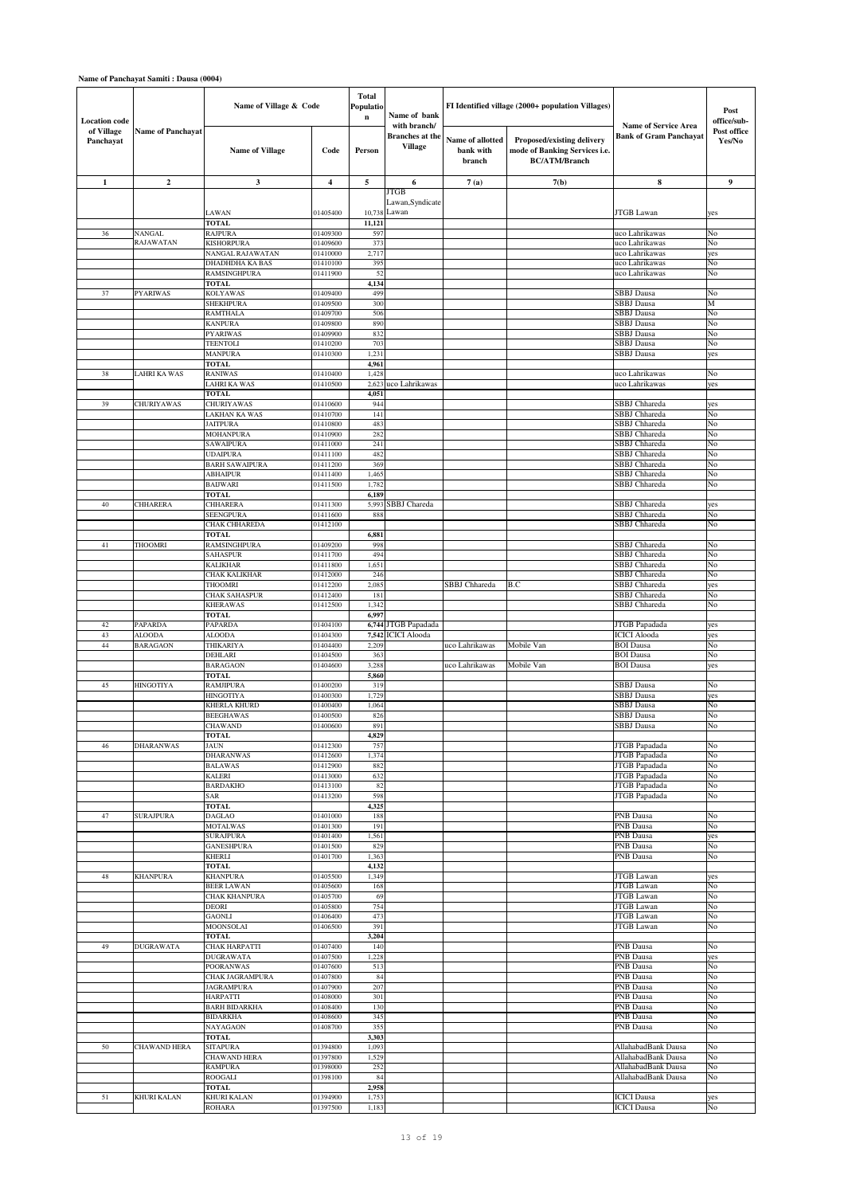**Name of Panchayat Samiti : Dausa (0004)**

| Location code of Village Panchayat | Name of Panchayat | Name of Village & Code | | Total Population | Name of bank with branch/ Branches at the Village | FI Identified village (2000+ population Villages) | | Name of Service Area Bank of Gram Panchayat | Post office/sub-Post office Yes/No |
|---|---|---|---|---|---|---|---|---|---|
| | | Name of Village | Code | Person | | Name of allotted bank with branch | Proposed/existing delivery mode of Banking Services i.e. BC/ATM/Branch | | |
| 1 | 2 | 3 | 4 | 5 | 6 | 7(a) | 7(b) | 8 | 9 |
| | | LAWAN | 01405400 | 10,738 | JTGB Lawan,Syndicate Lawan | | | JTGB Lawan | yes |
| | | **TOTAL** | | **11,121** | | | | | |
| 36 | NANGAL RAJAWATAN | RAJPURA | 01409300 | 597 | | | | uco Lahrikawas | No |
| | | KISHORPURA | 01409600 | 373 | | | | uco Lahrikawas | No |
| | | NANGAL RAJAWATAN | 01410000 | 2,717 | | | | uco Lahrikawas | yes |
| | | DHADHDHA KA BAS | 01410100 | 395 | | | | uco Lahrikawas | No |
| | | RAMSINGHPURA | 01411900 | 52 | | | | uco Lahrikawas | No |
| | | **TOTAL** | | **4,134** | | | | | |
| 37 | PYARIWAS | KOLYAWAS | 01409400 | 499 | | | | SBBJ Dausa | No |
| | | SHEKHPURA | 01409500 | 300 | | | | SBBJ Dausa | M |
| | | RAMTHALA | 01409700 | 506 | | | | SBBJ Dausa | No |
| | | KANPURA | 01409800 | 890 | | | | SBBJ Dausa | No |
| | | PYARIWAS | 01409900 | 832 | | | | SBBJ Dausa | No |
| | | TEENTOLI | 01410200 | 703 | | | | SBBJ Dausa | No |
| | | MANPURA | 01410300 | 1,231 | | | | SBBJ Dausa | yes |
| | | **TOTAL** | | **4,961** | | | | | |
| 38 | LAHRI KA WAS | RANIWAS | 01410400 | 1,428 | | | | uco Lahrikawas | No |
| | | LAHRI KA WAS | 01410500 | 2,623 | uco Lahrikawas | | | uco Lahrikawas | yes |
| | | **TOTAL** | | **4,051** | | | | | |
| 39 | CHURIYAWAS | CHURIYAWAS | 01410600 | 944 | | | | SBBJ Chhareda | yes |
| | | LAKHAN KA WAS | 01410700 | 141 | | | | SBBJ Chhareda | No |
| | | JAITPURA | 01410800 | 483 | | | | SBBJ Chhareda | No |
| | | MOHANPURA | 01410900 | 282 | | | | SBBJ Chhareda | No |
| | | SAWAIPURA | 01411000 | 241 | | | | SBBJ Chhareda | No |
| | | UDAIPURA | 01411100 | 482 | | | | SBBJ Chhareda | No |
| | | BARH SAWAIPURA | 01411200 | 369 | | | | SBBJ Chhareda | No |
| | | ABHAIPUR | 01411400 | 1,465 | | | | SBBJ Chhareda | No |
| | | BAIJWARI | 01411500 | 1,782 | | | | SBBJ Chhareda | No |
| | | **TOTAL** | | **6,189** | | | | | |
| 40 | CHHARERA | CHHARERA | 01411300 | 5,993 | SBBJ Chareda | | | SBBJ Chhareda | yes |
| | | SEENGPURA | 01411600 | 888 | | | | SBBJ Chhareda | No |
| | | CHAK CHHAREDA | 01412100 | | | | | SBBJ Chhareda | No |
| | | **TOTAL** | | **6,881** | | | | | |
| 41 | THOOMRI | RAMSINGHPURA | 01409200 | 998 | | | | SBBJ Chhareda | No |
| | | SAHASPUR | 01411700 | 494 | | | | SBBJ Chhareda | No |
| | | KALIKHAR | 01411800 | 1,651 | | | | SBBJ Chhareda | No |
| | | CHAK KALIKHAR | 01412000 | 246 | | | | SBBJ Chhareda | No |
| | | THOOMRI | 01412200 | 2,085 | | SBBJ Chhareda | B.C | SBBJ Chhareda | yes |
| | | CHAK SAHASPUR | 01412400 | 181 | | | | SBBJ Chhareda | No |
| | | KHERAWAS | 01412500 | 1,342 | | | | SBBJ Chhareda | No |
| | | **TOTAL** | | **6,997** | | | | | |
| 42 | PAPARDA | PAPARDA | 01404100 | **6,744** | JTGB Papadada | | | JTGB Papadada | yes |
| 43 | ALOODA | ALOODA | 01404300 | **7,542** | ICICI Alooda | | | ICICI Alooda | yes |
| 44 | BARAGAON | THIKARIYA | 01404400 | 2,209 | | uco Lahrikawas | Mobile Van | BOI Dausa | No |
| | | DEHLARI | 01404500 | 363 | | | | BOI Dausa | No |
| | | BARAGAON | 01404600 | 3,288 | | uco Lahrikawas | Mobile Van | BOI Dausa | yes |
| | | **TOTAL** | | **5,860** | | | | | |
| 45 | HINGOTIYA | RAMJIPURA | 01400200 | 319 | | | | SBBJ Dausa | No |
| | | HINGOTIYA | 01400300 | 1,729 | | | | SBBJ Dausa | yes |
| | | KHERLA KHURD | 01400400 | 1,064 | | | | SBBJ Dausa | No |
| | | BEEGHAWAS | 01400500 | 826 | | | | SBBJ Dausa | No |
| | | CHAWAND | 01400600 | 891 | | | | SBBJ Dausa | No |
| | | **TOTAL** | | **4,829** | | | | | |
| 46 | DHARANWAS | JAUN | 01412300 | 757 | | | | JTGB Papadada | No |
| | | DHARANWAS | 01412600 | 1,374 | | | | JTGB Papadada | No |
| | | BALAWAS | 01412900 | 882 | | | | JTGB Papadada | No |
| | | KALERI | 01413000 | 632 | | | | JTGB Papadada | No |
| | | BARDAKHO | 01413100 | 82 | | | | JTGB Papadada | No |
| | | SAR | 01413200 | 598 | | | | JTGB Papadada | No |
| | | **TOTAL** | | **4,325** | | | | | |
| 47 | SURAJPURA | DAGLAO | 01401000 | 188 | | | | PNB Dausa | No |
| | | MOTALWAS | 01401300 | 191 | | | | PNB Dausa | No |
| | | SURAJPURA | 01401400 | 1,561 | | | | PNB Dausa | yes |
| | | GANESHPURA | 01401500 | 829 | | | | PNB Dausa | No |
| | | KHERLI | 01401700 | 1,363 | | | | PNB Dausa | No |
| | | **TOTAL** | | **4,132** | | | | | |
| 48 | KHANPURA | KHANPURA | 01405500 | 1,349 | | | | JTGB Lawan | yes |
| | | BEER LAWAN | 01405600 | 168 | | | | JTGB Lawan | No |
| | | CHAK KHANPURA | 01405700 | 69 | | | | JTGB Lawan | No |
| | | DEORI | 01405800 | 754 | | | | JTGB Lawan | No |
| | | GAONLI | 01406400 | 473 | | | | JTGB Lawan | No |
| | | MOONSOLAI | 01406500 | 391 | | | | JTGB Lawan | No |
| | | **TOTAL** | | **3,204** | | | | | |
| 49 | DUGRAWATA | CHAK HARPATTI | 01407400 | 140 | | | | PNB Dausa | No |
| | | DUGRAWATA | 01407500 | 1,228 | | | | PNB Dausa | yes |
| | | POORANWAS | 01407600 | 513 | | | | PNB Dausa | No |
| | | CHAK JAGRAMPURA | 01407800 | 84 | | | | PNB Dausa | No |
| | | JAGRAMPURA | 01407900 | 207 | | | | PNB Dausa | No |
| | | HARPATTI | 01408000 | 301 | | | | PNB Dausa | No |
| | | BARH BIDARKHA | 01408400 | 130 | | | | PNB Dausa | No |
| | | BIDARKHA | 01408600 | 345 | | | | PNB Dausa | No |
| | | NAYAGAON | 01408700 | 355 | | | | PNB Dausa | No |
| | | **TOTAL** | | **3,303** | | | | | |
| 50 | CHAWAND HERA | SITAPURA | 01394800 | 1,093 | | | | AllahabadBank Dausa | No |
| | | CHAWAND HERA | 01397800 | 1,529 | | | | AllahabadBank Dausa | No |
| | | RAMPURA | 01398000 | 252 | | | | AllahabadBank Dausa | No |
| | | ROOGALI | 01398100 | 84 | | | | AllahabadBank Dausa | No |
| | | **TOTAL** | | **2,958** | | | | | |
| 51 | KHURI KALAN | KHURI KALAN | 01394900 | 1,753 | | | | ICICI Dausa | yes |
| | | ROHARA | 01397500 | 1,183 | | | | ICICI Dausa | No |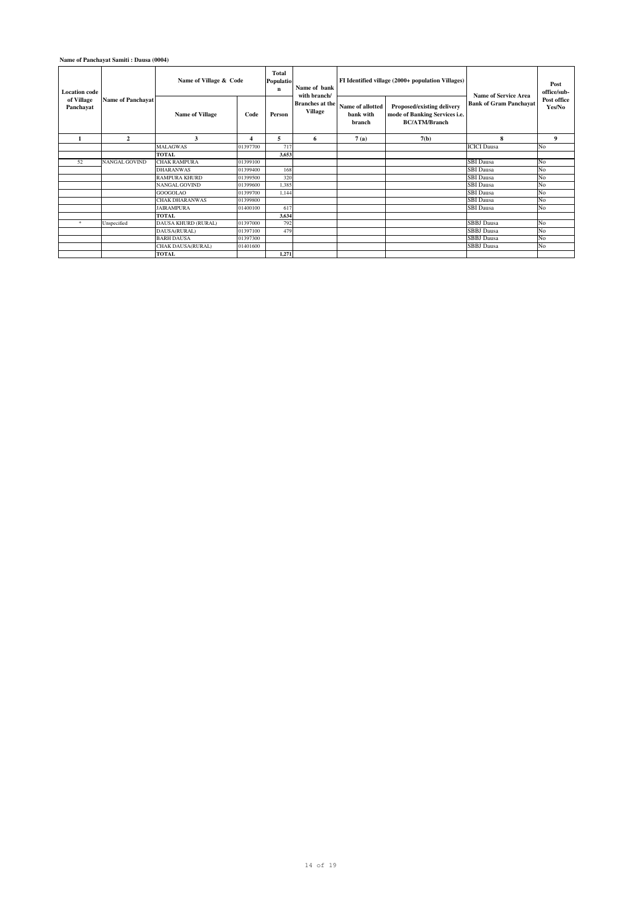**Name of Panchayat Samiti : Dausa (0004)**

| Location code of Village Panchayat | Name of Panchayat | Name of Village & Code | | Total Population | Name of bank with branch/ Branches at the Village | FI Identified village (2000+ population Villages) | | Name of Service Area Bank of Gram Panchayat | Post office/sub-Post office Yes/No |
|---|---|---|---|---|---|---|---|---|---|
| | | Name of Village | Code | Person | | Name of allotted bank with branch | Proposed/existing delivery mode of Banking Services i.e. BC/ATM/Branch | | |
| 1 | 2 | 3 | 4 | 5 | 6 | 7 (a) | 7(b) | 8 | 9 |
| | | MALAGWAS | 01397700 | 717 | | | | ICICI Dausa | No |
| | | **TOTAL** | | **3,653** | | | | | |
| 52 | NANGAL GOVIND | CHAK RAMPURA | 01399100 | | | | | SBI Dausa | No |
| | | DHARANWAS | 01399400 | 168 | | | | SBI Dausa | No |
| | | RAMPURA KHURD | 01399500 | 320 | | | | SBI Dausa | No |
| | | NANGAL GOVIND | 01399600 | 1,385 | | | | SBI Dausa | No |
| | | GOOGOLAO | 01399700 | 1,144 | | | | SBI Dausa | No |
| | | CHAK DHARANWAS | 01399800 | | | | | SBI Dausa | No |
| | | JAIRAMPURA | 01400100 | 617 | | | | SBI Dausa | No |
| | | **TOTAL** | | **3,634** | | | | | |
| * | Unspecified | DAUSA KHURD (RURAL) | 01397000 | 792 | | | | SBBJ Dausa | No |
| | | DAUSA(RURAL) | 01397100 | 479 | | | | SBBJ Dausa | No |
| | | BARH DAUSA | 01397300 | | | | | SBBJ Dausa | No |
| | | CHAK DAUSA(RURAL) | 01401600 | | | | | SBBJ Dausa | No |
| | | **TOTAL** | | **1,271** | | | | | |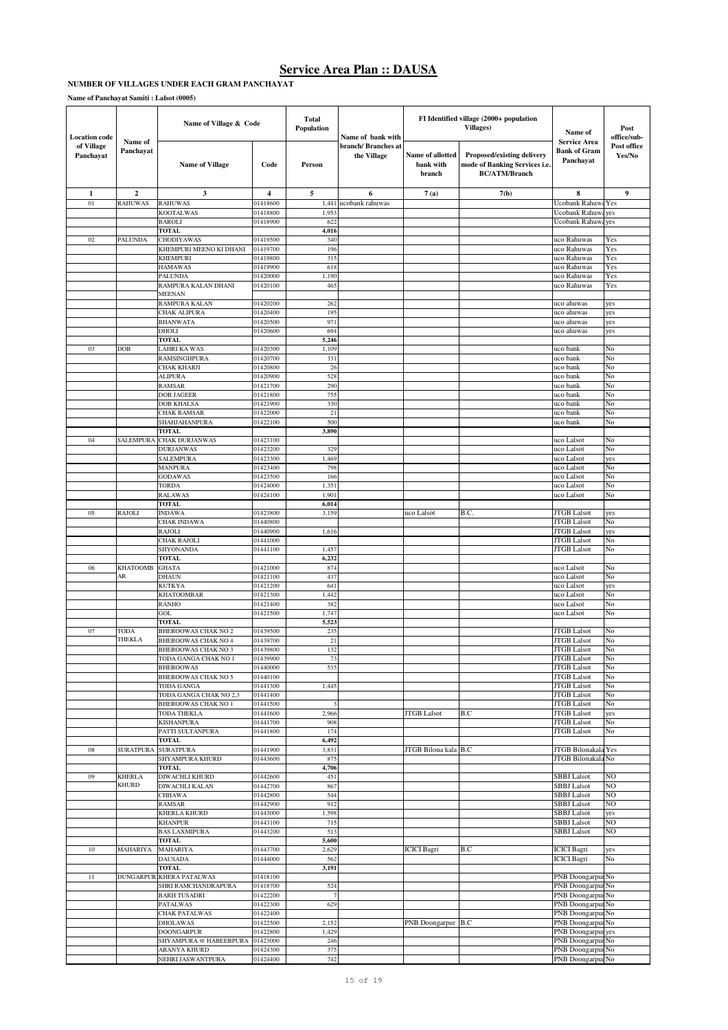# Service Area Plan :: DAUSA

**NUMBER OF VILLAGES UNDER EACH GRAM PANCHAYAT**

**Name of Panchayat Samiti : Lalsot (0005)**

| Location code of Village Panchayat | Name of Panchayat | Name of Village & Code | | Total Population | Name of bank with branch/ Branches at the Village | FI Identified village (2000+ population Villages) | | Name of Service Area Bank of Gram Panchayat | Post office/sub-Post office Yes/No |
|---|---|---|---|---|---|---|---|---|---|
| | | Name of Village | Code | Person | | Name of allotted bank with branch | Proposed/existing delivery mode of Banking Services i.e. BC/ATM/Branch | | |
| 1 | 2 | 3 | 4 | 5 | 6 | 7 (a) | 7(b) | 8 | 9 |
| 01 | RAHUWAS | RAHUWAS | 01418600 | 1,441 | ucobank rahuwas | | | Ucobank Rahuwa | Yes |
| | | KOOTALWAS | 01418800 | 1,953 | | | | Ucobank Rahuwa | yes |
| | | BAROLI | 01418900 | 622 | | | | Ucobank Rahuwa | yes |
| | | TOTAL | | 4,016 | | | | | |
| 02 | PALUNDA | CHODIYAWAS | 01419500 | 340 | | | | uco Rahuwas | Yes |
| | | KHEMPURI MEENO KI DHANI | 01419700 | 196 | | | | uco Rahuwas | Yes |
| | | KHEMPURI | 01419800 | 315 | | | | uco Rahuwas | Yes |
| | | HAMAWAS | 01419900 | 618 | | | | uco Rahuwas | Yes |
| | | PALUNDA | 01420000 | 1,190 | | | | uco Rahuwas | Yes |
| | | RAMPURA KALAN DHANI MEENAN | 01420100 | 465 | | | | uco Rahuwas | Yes |
| | | RAMPURA KALAN | 01420200 | 262 | | | | uco ahuwas | yes |
| | | CHAK ALIPURA | 01420400 | 195 | | | | uco ahuwas | yes |
| | | BHANWATA | 01420500 | 971 | | | | uco ahuwas | yes |
| | | DHOLI | 01420600 | 694 | | | | uco ahuwas | yes |
| | | TOTAL | | 5,246 | | | | | |
| 03 | DOB | LAHRI KA WAS | 01420300 | 1,109 | | | | uco bank | No |
| | | RAMSINGHPURA | 01420700 | 331 | | | | uco bank | No |
| | | CHAK KHARJI | 01420800 | 26 | | | | uco bank | No |
| | | ALIPURA | 01420900 | 528 | | | | uco bank | No |
| | | RAMSAR | 01421700 | 290 | | | | uco bank | No |
| | | DOB JAGEER | 01421800 | 755 | | | | uco bank | No |
| | | DOB KHALSA | 01421900 | 330 | | | | uco bank | No |
| | | CHAK RAMSAR | 01422000 | 21 | | | | uco bank | No |
| | | SHAHJAHANPURA | 01422100 | 500 | | | | uco bank | No |
| | | TOTAL | | 3,890 | | | | | |
| 04 | SALEMPURA | CHAK DURJANWAS | 01423100 | | | | | uco Lalsot | No |
| | | DURJANWAS | 01423200 | 329 | | | | uco Lalsot | No |
| | | SALEMPURA | 01423300 | 1,469 | | | | uco Lalsot | yes |
| | | MANPURA | 01423400 | 798 | | | | uco Lalsot | No |
| | | GODAWAS | 01423500 | 166 | | | | uco Lalsot | No |
| | | TORDA | 01424000 | 1,351 | | | | uco Lalsot | No |
| | | RALAWAS | 01424100 | 1,901 | | | | uco Lalsot | No |
| | | TOTAL | | 6,014 | | | | | |
| 05 | RAJOLI | INDAWA | 01423800 | 3,159 | | uco Lalsot | B.C. | JTGB Lalsot | yes |
| | | CHAK INDAWA | 01440800 | | | | | JTGB Lalsot | No |
| | | RAJOLI | 01440900 | 1,616 | | | | JTGB Lalsot | yes |
| | | CHAK RAJOLI | 01441000 | | | | | JTGB Lalsot | No |
| | | SHYONANDA | 01441100 | 1,457 | | | | JTGB Lalsot | No |
| | | TOTAL | | 6,232 | | | | | |
| 06 | KHATOOMBAR | GHATA | 01421000 | 874 | | | | uco Lalsot | No |
| | | DHAUN | 01421100 | 437 | | | | uco Lalsot | No |
| | | KUTKYA | 01421200 | 641 | | | | uco Lalsot | yes |
| | | KHATOOMBAR | 01421300 | 1,442 | | | | uco Lalsot | No |
| | | RANHO | 01421400 | 382 | | | | uco Lalsot | No |
| | | GOL | 01421500 | 1,747 | | | | uco Lalsot | No |
| | | TOTAL | | 5,523 | | | | | |
| 07 | TODA THEKLA | BHEROOWAS CHAK NO 2 | 01439500 | 235 | | | | JTGB Lalsot | No |
| | | BHEROOWAS CHAK NO 4 | 01439700 | 21 | | | | JTGB Lalsot | No |
| | | BHEROOWAS CHAK NO 3 | 01439800 | 132 | | | | JTGB Lalsot | No |
| | | TODA GANGA CHAK NO 1 | 01439900 | 73 | | | | JTGB Lalsot | No |
| | | BHEROOWAS | 01440000 | 535 | | | | JTGB Lalsot | No |
| | | BHEROOWAS CHAK NO 5 | 01440100 | | | | | JTGB Lalsot | No |
| | | TODA GANGA | 01441300 | 1,445 | | | | JTGB Lalsot | No |
| | | TODA GANGA CHAK NO 2,3 | 01441400 | | | | | JTGB Lalsot | No |
| | | BHEROOWAS CHAK NO 1 | 01441500 | 3 | | | | JTGB Lalsot | No |
| | | TODA THEKLA | 01441600 | 2,966 | | JTGB Lalsot | B.C | JTGB Lalsot | yes |
| | | KISHANPURA | 01441700 | 908 | | | | JTGB Lalsot | No |
| | | PATTI SULTANPURA | 01441800 | 174 | | | | JTGB Lalsot | No |
| | | TOTAL | | 6,492 | | | | | |
| 08 | SURATPURA | SURATPURA | 01441900 | 3,831 | | JTGB Bilona kala | B.C | JTGB Bilonakala | Yes |
| | | SHYAMPURA KHURD | 01443600 | 875 | | | | JTGB Bilonakala | No |
| | | TOTAL | | 4,706 | | | | | |
| 09 | KHERLA KHURD | DIWACHLI KHURD | 01442600 | 451 | | | | SBBJ Lalsot | NO |
| | | DIWACHLI KALAN | 01442700 | 867 | | | | SBBJ Lalsot | NO |
| | | CHHAWA | 01442800 | 544 | | | | SBBJ Lalsot | NO |
| | | RAMSAR | 01442900 | 912 | | | | SBBJ Lalsot | NO |
| | | KHERLA KHURD | 01443000 | 1,598 | | | | SBBJ Lalsot | yes |
| | | KHANPUR | 01443100 | 715 | | | | SBBJ Lalsot | NO |
| | | BAS LAXMIPURA | 01443200 | 513 | | | | SBBJ Lalsot | NO |
| | | TOTAL | | 5,600 | | | | | |
| 10 | MAHARIYA | MAHARIYA | 01443700 | 2,629 | | ICICI Bagri | B.C | ICICI Bagri | yes |
| | | DAUSADA | 01444000 | 562 | | | | ICICI Bagri | No |
| | | TOTAL | | 3,191 | | | | | |
| 11 | DUNGARPUR | KHERA PATALWAS | 01418100 | | | | | PNB Doongarpur | No |
| | | SHRI RAMCHANDRAPURA | 01418700 | 524 | | | | PNB Doongarpur | No |
| | | BARH TUSADRI | 01422200 | 7 | | | | PNB Doongarpur | No |
| | | PATALWAS | 01422300 | 629 | | | | PNB Doongarpur | No |
| | | CHAK PATALWAS | 01422400 | | | | | PNB Doongarpur | No |
| | | DHOLAWAS | 01422500 | 2,152 | | PNB Doongarpur | B.C | PNB Doongarpur | No |
| | | DOONGARPUR | 01422800 | 1,429 | | | | PNB Doongarpur | yes |
| | | SHYAMPURA @ HABEEBPURA | 01423000 | 246 | | | | PNB Doongarpur | No |
| | | ARANYA KHURD | 01424300 | 375 | | | | PNB Doongarpur | No |
| | | NEHRI JASWANTPURA | 01424400 | 742 | | | | PNB Doongarpur | No |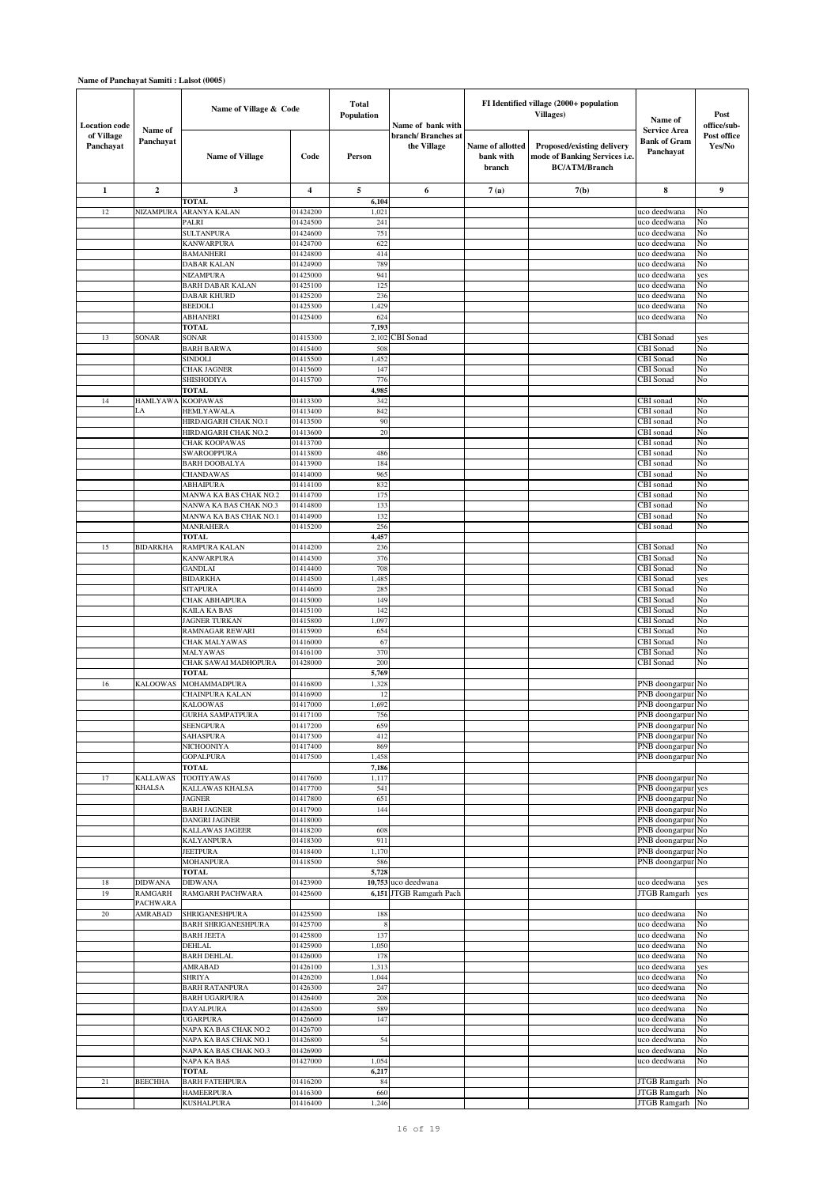**Name of Panchayat Samiti : Lalsot (0005)**

| Location code of Village Panchayat | Name of Panchayat | Name of Village & Code | | Total Population | Name of bank with branch/ Branches at the Village | FI Identified village (2000+ population Villages) | | Name of Service Area Bank of Gram Panchayat | Post office/sub-Post office Yes/No |
|---|---|---|---|---|---|---|---|---|---|
| | | Name of Village | Code | Person | | Name of allotted bank with branch | Proposed/existing delivery mode of Banking Services i.e. BC/ATM/Branch | | |
| 1 | 2 | 3 | 4 | 5 | 6 | 7 (a) | 7(b) | 8 | 9 |
| | | TOTAL | | 6,104 | | | | | |
| 12 | NIZAMPURA | ARANYA KALAN | 01424200 | 1,021 | | | | uco deedwana | No |
| | | PALRI | 01424500 | 241 | | | | uco deedwana | No |
| | | SULTANPURA | 01424600 | 751 | | | | uco deedwana | No |
| | | KANWARPURA | 01424700 | 622 | | | | uco deedwana | No |
| | | BAMANHERI | 01424800 | 414 | | | | uco deedwana | No |
| | | DABAR KALAN | 01424900 | 789 | | | | uco deedwana | No |
| | | NIZAMPURA | 01425000 | 941 | | | | uco deedwana | yes |
| | | BARH DABAR KALAN | 01425100 | 125 | | | | uco deedwana | No |
| | | DABAR KHURD | 01425200 | 236 | | | | uco deedwana | No |
| | | BEEDOLI | 01425300 | 1,429 | | | | uco deedwana | No |
| | | ABHANERI | 01425400 | 624 | | | | uco deedwana | No |
| | | TOTAL | | 7,193 | | | | | |
| 13 | SONAR | SONAR | 01415300 | 2,102 | CBI Sonad | | | CBI Sonad | yes |
| | | BARH BARWA | 01415400 | 508 | | | | CBI Sonad | No |
| | | SINDOLI | 01415500 | 1,452 | | | | CBI Sonad | No |
| | | CHAK JAGNER | 01415600 | 147 | | | | CBI Sonad | No |
| | | SHISHODIYA | 01415700 | 776 | | | | CBI Sonad | No |
| | | TOTAL | | 4,985 | | | | | |
| 14 | HAMLYAWALA | KOOPAWAS | 01413300 | 342 | | | | CBI sonad | No |
| | | HEMLYAWALA | 01413400 | 842 | | | | CBI sonad | No |
| | | HIRDAIGARH CHAK NO.1 | 01413500 | 90 | | | | CBI sonad | No |
| | | HIRDAIGARH CHAK NO.2 | 01413600 | 20 | | | | CBI sonad | No |
| | | CHAK KOOPAWAS | 01413700 | | | | | CBI sonad | No |
| | | SWAROOPPURA | 01413800 | 486 | | | | CBI sonad | No |
| | | BARH DOOBALYA | 01413900 | 184 | | | | CBI sonad | No |
| | | CHANDAWAS | 01414000 | 965 | | | | CBI sonad | No |
| | | ABHAIPURA | 01414100 | 832 | | | | CBI sonad | No |
| | | MANWA KA BAS CHAK NO.2 | 01414700 | 175 | | | | CBI sonad | No |
| | | NANWA KA BAS CHAK NO.3 | 01414800 | 133 | | | | CBI sonad | No |
| | | MANWA KA BAS CHAK NO.1 | 01414900 | 132 | | | | CBI sonad | No |
| | | MANRAHERA | 01415200 | 256 | | | | CBI sonad | No |
| | | TOTAL | | 4,457 | | | | | |
| 15 | BIDARKHA | RAMPURA KALAN | 01414200 | 236 | | | | CBI Sonad | No |
| | | KANWARPURA | 01414300 | 376 | | | | CBI Sonad | No |
| | | GANDLAI | 01414400 | 708 | | | | CBI Sonad | No |
| | | BIDARKHA | 01414500 | 1,485 | | | | CBI Sonad | yes |
| | | SITAPURA | 01414600 | 285 | | | | CBI Sonad | No |
| | | CHAK ABHAIPURA | 01415000 | 149 | | | | CBI Sonad | No |
| | | KAILA KA BAS | 01415100 | 142 | | | | CBI Sonad | No |
| | | JAGNER TURKAN | 01415800 | 1,097 | | | | CBI Sonad | No |
| | | RAMNAGAR REWARI | 01415900 | 654 | | | | CBI Sonad | No |
| | | CHAK MALYAWAS | 01416000 | 67 | | | | CBI Sonad | No |
| | | MALYAWAS | 01416100 | 370 | | | | CBI Sonad | No |
| | | CHAK SAWAI MADHOPURA | 01428000 | 200 | | | | CBI Sonad | No |
| | | TOTAL | | 5,769 | | | | | |
| 16 | KALOOWAS | MOHAMMADPURA | 01416800 | 1,328 | | | | PNB doongarpur | No |
| | | CHAINPURA KALAN | 01416900 | 12 | | | | PNB doongarpur | No |
| | | KALOOWAS | 01417000 | 1,692 | | | | PNB doongarpur | No |
| | | GURHA SAMPATPURA | 01417100 | 756 | | | | PNB doongarpur | No |
| | | SEENGPURA | 01417200 | 659 | | | | PNB doongarpur | No |
| | | SAHASPURA | 01417300 | 412 | | | | PNB doongarpur | No |
| | | NICHOONIYA | 01417400 | 869 | | | | PNB doongarpur | No |
| | | GOPALPURA | 01417500 | 1,458 | | | | PNB doongarpur | No |
| | | TOTAL | | 7,186 | | | | | |
| 17 | KALLAWAS KHALSA | TOOTIYAWAS | 01417600 | 1,117 | | | | PNB doongarpur | No |
| | | KALLAWAS KHALSA | 01417700 | 541 | | | | PNB doongarpur | yes |
| | | JAGNER | 01417800 | 651 | | | | PNB doongarpur | No |
| | | BARH JAGNER | 01417900 | 144 | | | | PNB doongarpur | No |
| | | DANGRI JAGNER | 01418000 | | | | | PNB doongarpur | No |
| | | KALLAWAS JAGEER | 01418200 | 608 | | | | PNB doongarpur | No |
| | | KALYANPURA | 01418300 | 911 | | | | PNB doongarpur | No |
| | | JEETPURA | 01418400 | 1,170 | | | | PNB doongarpur | No |
| | | MOHANPURA | 01418500 | 586 | | | | PNB doongarpur | No |
| | | TOTAL | | 5,728 | | | | | |
| 18 | DIDWANA | DIDWANA | 01423900 | 10,753 | uco deedwana | | | uco deedwana | yes |
| 19 | RAMGARH PACHWARA | RAMGARH PACHWARA | 01425600 | 6,151 | JTGB Ramgarh Pach | | | JTGB Ramgarh | yes |
| 20 | AMRABAD | SHRIGANESHPURA | 01425500 | 188 | | | | uco deedwana | No |
| | | BARH SHRIGANESHPURA | 01425700 | 8 | | | | uco deedwana | No |
| | | BARH JEETA | 01425800 | 137 | | | | uco deedwana | No |
| | | DEHLAL | 01425900 | 1,050 | | | | uco deedwana | No |
| | | BARH DEHLAL | 01426000 | 178 | | | | uco deedwana | No |
| | | AMRABAD | 01426100 | 1,313 | | | | uco deedwana | yes |
| | | SHRIYA | 01426200 | 1,044 | | | | uco deedwana | No |
| | | BARH RATANPURA | 01426300 | 247 | | | | uco deedwana | No |
| | | BARH UGARPURA | 01426400 | 208 | | | | uco deedwana | No |
| | | DAYALPURA | 01426500 | 589 | | | | uco deedwana | No |
| | | UGARPURA | 01426600 | 147 | | | | uco deedwana | No |
| | | NAPA KA BAS CHAK NO.2 | 01426700 | | | | | uco deedwana | No |
| | | NAPA KA BAS CHAK NO.1 | 01426800 | 54 | | | | uco deedwana | No |
| | | NAPA KA BAS CHAK NO.3 | 01426900 | | | | | uco deedwana | No |
| | | NAPA KA BAS | 01427000 | 1,054 | | | | uco deedwana | No |
| | | TOTAL | | 6,217 | | | | | |
| 21 | BEECHHA | BARH FATEHPURA | 01416200 | 84 | | | | JTGB Ramgarh | No |
| | | HAMEERPURA | 01416300 | 660 | | | | JTGB Ramgarh | No |
| | | KUSHALPURA | 01416400 | 1,246 | | | | JTGB Ramgarh | No |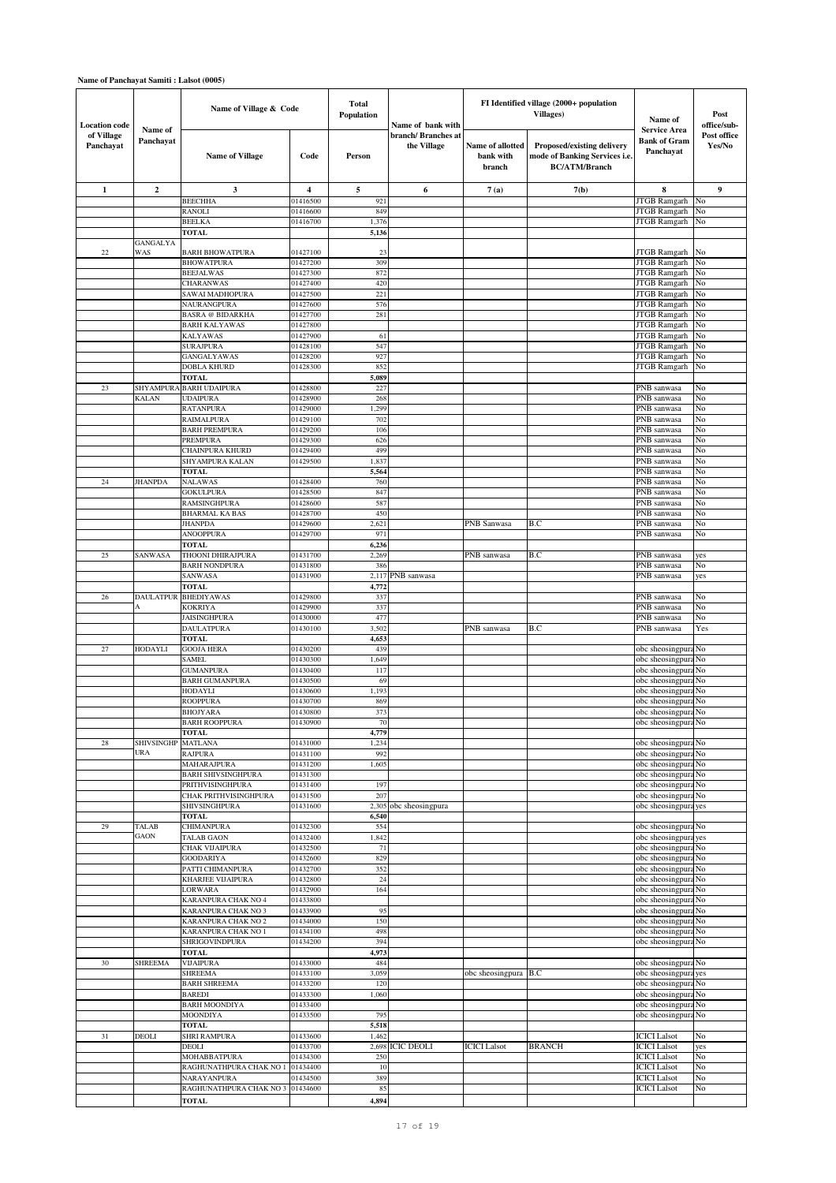**Name of Panchayat Samiti : Lalsot (0005)**

| Location code of Village Panchayat | Name of Panchayat | Name of Village & Code | | Total Population | Name of bank with branch/ Branches at the Village | FI Identified village (2000+ population Villages) | | Name of Service Area Bank of Gram Panchayat | Post office/sub-Post office Yes/No |
|---|---|---|---|---|---|---|---|---|---|
| | | Name of Village | Code | Person | | Name of allotted bank with branch | Proposed/existing delivery mode of Banking Services i.e. BC/ATM/Branch | | |
| 1 | 2 | 3 | 4 | 5 | 6 | 7 (a) | 7(b) | 8 | 9 |
| | | BEECHHA | 01416500 | 921 | | | | JTGB Ramgarh | No |
| | | RANOLI | 01416600 | 849 | | | | JTGB Ramgarh | No |
| | | BEELKA | 01416700 | 1,376 | | | | JTGB Ramgarh | No |
| | | TOTAL | | 5,136 | | | | | |
| 22 | GANGALYA WAS | BARH BHOWATPURA | 01427100 | 23 | | | | JTGB Ramgarh | No |
| | | BHOWATPURA | 01427200 | 309 | | | | JTGB Ramgarh | No |
| | | BEEJALWAS | 01427300 | 872 | | | | JTGB Ramgarh | No |
| | | CHARANWAS | 01427400 | 420 | | | | JTGB Ramgarh | No |
| | | SAWAI MADHOPURA | 01427500 | 221 | | | | JTGB Ramgarh | No |
| | | NAURANGPURA | 01427600 | 576 | | | | JTGB Ramgarh | No |
| | | BASRA @ BIDARKHA | 01427700 | 281 | | | | JTGB Ramgarh | No |
| | | BARH KALYAWAS | 01427800 | | | | | JTGB Ramgarh | No |
| | | KALYAWAS | 01427900 | 61 | | | | JTGB Ramgarh | No |
| | | SURAJPURA | 01428100 | 547 | | | | JTGB Ramgarh | No |
| | | GANGALYAWAS | 01428200 | 927 | | | | JTGB Ramgarh | No |
| | | DOBLA KHURD | 01428300 | 852 | | | | JTGB Ramgarh | No |
| | | TOTAL | | 5,089 | | | | | |
| 23 | SHYAMPURA KALAN | BARH UDAIPURA | 01428800 | 227 | | | | PNB sanwasa | No |
| | | UDAIPURA | 01428900 | 268 | | | | PNB sanwasa | No |
| | | RATANPURA | 01429000 | 1,299 | | | | PNB sanwasa | No |
| | | RAIMALPURA | 01429100 | 702 | | | | PNB sanwasa | No |
| | | BARH PREMPURA | 01429200 | 106 | | | | PNB sanwasa | No |
| | | PREMPURA | 01429300 | 626 | | | | PNB sanwasa | No |
| | | CHAINPURA KHURD | 01429400 | 499 | | | | PNB sanwasa | No |
| | | SHYAMPURA KALAN | 01429500 | 1,837 | | | | PNB sanwasa | No |
| | | TOTAL | | 5,564 | | | | PNB sanwasa | No |
| 24 | JHANPDA | NALAWAS | 01428400 | 760 | | | | PNB sanwasa | No |
| | | GOKULPURA | 01428500 | 847 | | | | PNB sanwasa | No |
| | | RAMSINGHPURA | 01428600 | 587 | | | | PNB sanwasa | No |
| | | BHARMAL KA BAS | 01428700 | 450 | | | | PNB sanwasa | No |
| | | JHANPDA | 01429600 | 2,621 | | PNB Sanwasa | B.C | PNB sanwasa | No |
| | | ANOOPPURA | 01429700 | 971 | | | | PNB sanwasa | No |
| | | TOTAL | | 6,236 | | | | | |
| 25 | SANWASA | THOONI DHIRAJPURA | 01431700 | 2,269 | | PNB sanwasa | B.C | PNB sanwasa | yes |
| | | BARH NONDPURA | 01431800 | 386 | | | | PNB sanwasa | No |
| | | SANWASA | 01431900 | 2,117 | PNB sanwasa | | | PNB sanwasa | yes |
| | | TOTAL | | 4,772 | | | | | |
| 26 | DAULATPURA | BHEDIYAWAS | 01429800 | 337 | | | | PNB sanwasa | No |
| | | KOKRIYA | 01429900 | 337 | | | | PNB sanwasa | No |
| | | JAISINGHPURA | 01430000 | 477 | | | | PNB sanwasa | No |
| | | DAULATPURA | 01430100 | 3,502 | | PNB sanwasa | B.C | PNB sanwasa | Yes |
| | | TOTAL | | 4,653 | | | | | |
| 27 | HODAYLI | GOOJA HERA | 01430200 | 439 | | | | obc sheosingpura | No |
| | | SAMEL | 01430300 | 1,649 | | | | obc sheosingpura | No |
| | | GUMANPURA | 01430400 | 117 | | | | obc sheosingpura | No |
| | | BARH GUMANPURA | 01430500 | 69 | | | | obc sheosingpura | No |
| | | HODAYLI | 01430600 | 1,193 | | | | obc sheosingpura | No |
| | | ROOPPURA | 01430700 | 869 | | | | obc sheosingpura | No |
| | | BHOJYARA | 01430800 | 373 | | | | obc sheosingpura | No |
| | | BARH ROOPPURA | 01430900 | 70 | | | | obc sheosingpura | No |
| | | TOTAL | | 4,779 | | | | | |
| 28 | SHIVSINGHPURA | MATLANA | 01431000 | 1,234 | | | | obc sheosingpura | No |
| | | RAJPURA | 01431100 | 992 | | | | obc sheosingpura | No |
| | | MAHARAJPURA | 01431200 | 1,605 | | | | obc sheosingpura | No |
| | | BARH SHIVSINGHPURA | 01431300 | | | | | obc sheosingpura | No |
| | | PRITHVISINGHPURA | 01431400 | 197 | | | | obc sheosingpura | No |
| | | CHAK PRITHVISINGHPURA | 01431500 | 207 | | | | obc sheosingpura | No |
| | | SHIVSINGHPURA | 01431600 | 2,305 | obc sheosingpura | | | obc sheosingpura | yes |
| | | TOTAL | | 6,540 | | | | | |
| 29 | TALAB GAON | CHIMANPURA | 01432300 | 554 | | | | obc sheosingpura | No |
| | | TALAB GAON | 01432400 | 1,842 | | | | obc sheosingpura | yes |
| | | CHAK VIJAIPURA | 01432500 | 71 | | | | obc sheosingpura | No |
| | | GOODARIYA | 01432600 | 829 | | | | obc sheosingpura | No |
| | | PATTI CHIMANPURA | 01432700 | 352 | | | | obc sheosingpura | No |
| | | KHARJEE VIJAIPURA | 01432800 | 24 | | | | obc sheosingpura | No |
| | | LORWARA | 01432900 | 164 | | | | obc sheosingpura | No |
| | | KARANPURA CHAK NO 4 | 01433800 | | | | | obc sheosingpura | No |
| | | KARANPURA CHAK NO 3 | 01433900 | 95 | | | | obc sheosingpura | No |
| | | KARANPURA CHAK NO 2 | 01434000 | 150 | | | | obc sheosingpura | No |
| | | KARANPURA CHAK NO 1 | 01434100 | 498 | | | | obc sheosingpura | No |
| | | SHRIGOVINDPURA | 01434200 | 394 | | | | obc sheosingpura | No |
| | | TOTAL | | 4,973 | | | | | |
| 30 | SHREEMA | VIJAIPURA | 01433000 | 484 | | | | obc sheosingpura | No |
| | | SHREEMA | 01433100 | 3,059 | | obc sheosingpura | B.C | obc sheosingpura | yes |
| | | BARH SHREEMA | 01433200 | 120 | | | | obc sheosingpura | No |
| | | BAREDI | 01433300 | 1,060 | | | | obc sheosingpura | No |
| | | BARH MOONDIYA | 01433400 | | | | | obc sheosingpura | No |
| | | MOONDIYA | 01433500 | 795 | | | | obc sheosingpura | No |
| | | TOTAL | | 5,518 | | | | | |
| 31 | DEOLI | SHRI RAMPURA | 01433600 | 1,462 | | | | ICICI Lalsot | No |
| | | DEOLI | 01433700 | 2,698 | ICIC DEOLI | ICICI Lalsot | BRANCH | ICICI Lalsot | yes |
| | | MOHABBATPURA | 01434300 | 250 | | | | ICICI Lalsot | No |
| | | RAGHUNATHPURA CHAK NO 1 | 01434400 | 10 | | | | ICICI Lalsot | No |
| | | NARAYANPURA | 01434500 | 389 | | | | ICICI Lalsot | No |
| | | RAGHUNATHPURA CHAK NO 3 | 01434600 | 85 | | | | ICICI Lalsot | No |
| | | TOTAL | | 4,894 | | | | | |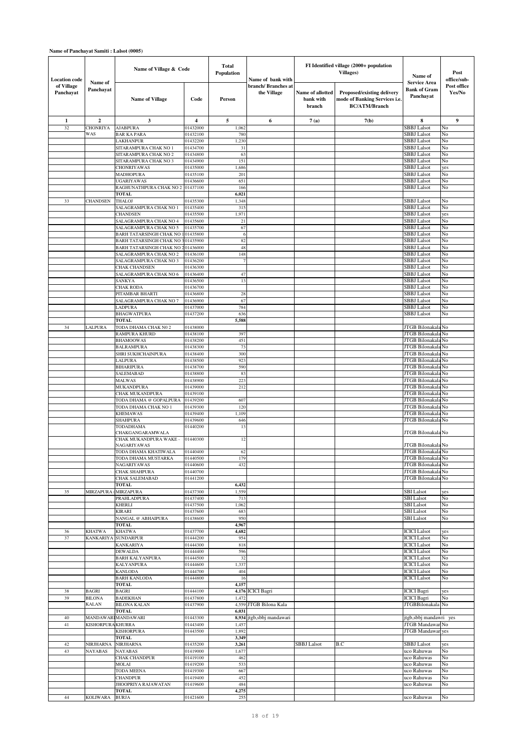**Name of Panchayat Samiti : Lalsot (0005)**

| Location code of Village Panchayat | Name of Panchayat | Name of Village & Code | | Total Population | Name of bank with branch/ Branches at the Village | FI Identified village (2000+ population Villages) | | Name of Service Area Bank of Gram Panchayat | Post office/sub-Post office Yes/No |
|---|---|---|---|---|---|---|---|---|---|
| | | Name of Village | Code | Person | | Name of allotted bank with branch | Proposed/existing delivery mode of Banking Services i.e. BC/ATM/Branch | | |
| 1 | 2 | 3 | 4 | 5 | 6 | 7 (a) | 7(b) | 8 | 9 |
| 32 | CHONRIYA WAS | AJABPURA | 01432000 | 1,062 | | | | SBBJ Lalsot | No |
| | | BAR KA PARA | 01432100 | 780 | | | | SBBJ Lalsot | No |
| | | LAKHANPUR | 01432200 | 1,230 | | | | SBBJ Lalsot | No |
| | | SITARAMPURA CHAK NO 1 | 01434700 | 31 | | | | SBBJ Lalsot | No |
| | | SITARAMPURA CHAK NO 2 | 01434800 | 63 | | | | SBBJ Lalsot | No |
| | | SITARAMPURA CHAK NO 3 | 01434900 | 151 | | | | SBBJ Lalsot | No |
| | | CHONRIYAWAS | 01435000 | 1,686 | | | | SBBJ Lalsot | yes |
| | | MADHOPURA | 01435100 | 201 | | | | SBBJ Lalsot | No |
| | | UGARIYAWAS | 01436600 | 651 | | | | SBBJ Lalsot | No |
| | | RAGHUNATHPURA CHAK NO 2 | 01437100 | 166 | | | | SBBJ Lalsot | No |
| | | TOTAL | | 6,021 | | | | | |
| 33 | CHANDSEN | THALOJ | 01435300 | 1,348 | | | | SBBJ Lalsot | No |
| | | SALAGRAMPURA CHAK NO 1 | 01435400 | 315 | | | | SBBJ Lalsot | No |
| | | CHANDSEN | 01435500 | 1,971 | | | | SBBJ Lalsot | yes |
| | | SALAGRAMPURA CHAK NO 4 | 01435600 | 21 | | | | SBBJ Lalsot | No |
| | | SALAGRAMPURA CHAK NO 5 | 01435700 | 67 | | | | SBBJ Lalsot | No |
| | | BARH TATARSINGH CHAK NO 1 | 01435800 | 6 | | | | SBBJ Lalsot | No |
| | | BARH TATARSINGH CHAK NO 3 | 01435900 | 82 | | | | SBBJ Lalsot | No |
| | | BARH TATARSINGH CHAK NO 2 | 01436000 | 48 | | | | SBBJ Lalsot | No |
| | | SALAGRAMPURA CHAK NO 2 | 01436100 | 148 | | | | SBBJ Lalsot | No |
| | | SALAGRAMPURA CHAK NO 3 | 01436200 | 7 | | | | SBBJ Lalsot | No |
| | | CHAK CHANDSEN | 01436300 | | | | | SBBJ Lalsot | No |
| | | SALAGRAMPURA CHAK NO 6 | 01436400 | 47 | | | | SBBJ Lalsot | No |
| | | SANKYA | 01436500 | 13 | | | | SBBJ Lalsot | No |
| | | CHAK RODA | 01436700 | | | | | SBBJ Lalsot | No |
| | | PITAMBAR BHARTI | 01436800 | 28 | | | | SBBJ Lalsot | No |
| | | SALAGRAMPURA CHAK NO 7 | 01436900 | 67 | | | | SBBJ Lalsot | No |
| | | LADPURA | 01437000 | 784 | | | | SBBJ Lalsot | No |
| | | BHAGWATPURA | 01437200 | 636 | | | | SBBJ Lalsot | No |
| | | TOTAL | | 5,588 | | | | | |
| 34 | LALPURA | TODA DHAMA CHAK N0 2 | 01438000 | | | | | JTGB Bilonakala | No |
| | | RAMPURA KHURD | 01438100 | 397 | | | | JTGB Bilonakala | No |
| | | BHAMOOWAS | 01438200 | 451 | | | | JTGB Bilonakala | No |
| | | BALRAMPURA | 01438300 | 73 | | | | JTGB Bilonakala | No |
| | | SHRI SUKHCHAINPURA | 01438400 | 300 | | | | JTGB Bilonakala | No |
| | | LALPURA | 01438500 | 923 | | | | JTGB Bilonakala | No |
| | | BIHARIPURA | 01438700 | 590 | | | | JTGB Bilonakala | No |
| | | SALEMABAD | 01438800 | 83 | | | | JTGB Bilonakala | No |
| | | MALWAS | 01438900 | 223 | | | | JTGB Bilonakala | No |
| | | MUKANDPURA | 01439000 | 212 | | | | JTGB Bilonakala | No |
| | | CHAK MUKANDPURA | 01439100 | | | | | JTGB Bilonakala | No |
| | | TODA DHAMA @ GOPALPURA | 01439200 | 607 | | | | JTGB Bilonakala | No |
| | | TODA DHAMA CHAK NO 1 | 01439300 | 120 | | | | JTGB Bilonakala | No |
| | | KHEMAWAS | 01439400 | 1,109 | | | | JTGB Bilonakala | No |
| | | SHAHPURA | 01439600 | 646 | | | | JTGB Bilonakala | No |
| | | TODADHAMA CHAKGANGARAMWALA | 01440200 | 13 | | | | JTGB Bilonakala | No |
| | | CHAK MUKANDPURA WAKE - NAGARIYAWAS | 01440300 | 12 | | | | JTGB Bilonakala | No |
| | | TODA DHAMA KHATIWALA | 01440400 | 62 | | | | JTGB Bilonakala | No |
| | | TODA DHAMA MUSTARKA | 01440500 | 179 | | | | JTGB Bilonakala | No |
| | | NAGARIYAWAS | 01440600 | 432 | | | | JTGB Bilonakala | No |
| | | CHAK SHAHPURA | 01440700 | | | | | JTGB Bilonakala | No |
| | | CHAK SALEMABAD | 01441200 | | | | | JTGB Bilonakala | No |
| | | TOTAL | | 6,432 | | | | | |
| 35 | MIRZAPURA | MIRZAPURA | 01437300 | 1,559 | | | | SBI Lalsot | yes |
| | | PRAHLADPURA | 01437400 | 713 | | | | SBI Lalsot | No |
| | | KHERLI | 01437500 | 1,062 | | | | SBI Lalsot | No |
| | | KIRARI | 01437600 | 683 | | | | SBI Lalsot | No |
| | | NANGAL @ ABHAIPURA | 01438600 | 950 | | | | SBI Lalsot | No |
| | | TOTAL | | 4,967 | | | | | |
| 36 | KHATWA | KHATWA | 01437700 | 4,682 | | | | ICICI Lalsot | yes |
| 37 | KANKARIYA | SUNDARPUR | 01444200 | 954 | | | | ICICI Lalsot | No |
| | | KANKARIYA | 01444300 | 818 | | | | ICICI Lalsot | No |
| | | DEWALDA | 01444400 | 596 | | | | ICICI Lalsot | No |
| | | BARH KALYANPURA | 01444500 | 32 | | | | ICICI Lalsot | No |
| | | KALYANPURA | 01444600 | 1,337 | | | | ICICI Lalsot | No |
| | | KANLODA | 01444700 | 404 | | | | ICICI Lalsot | No |
| | | BARH KANLODA | 01444800 | 16 | | | | ICICI Lalsot | No |
| | | TOTAL | | 4,157 | | | | | |
| 38 | BAGRI | BAGRI | 01444100 | 4,176 | ICICI Bagri | | | ICICI Bagri | yes |
| 39 | BILONA KALAN | BADEKHAN | 01437800 | 1,472 | | | | ICICI Bagri | No |
| | | BILONA KALAN | 01437900 | 4,559 | JTGB Bilona Kala | | | JTGBBilonakala | No |
| | | TOTAL | | 6,031 | | | | | |
| 40 | MANDAWARI | MANDAWARI | 01443300 | 8,934 | jtgb,sbbj mandawari | | | jtgb,sbbj mandawri | yes |
| 41 | KISHORPURA | KHURRA | 01443400 | 1,457 | | | | JTGB Mandawar | No |
| | | KISHORPURA | 01443500 | 1,892 | | | | JTGB Mandawar | yes |
| | | TOTAL | | 3,349 | | | | | |
| 42 | NIRJHARNA | NIRJHARNA | 01435200 | 3,261 | | SBBJ Lalsot | B.C | SBBJ Lalsot | yes |
| 43 | NAYABAS | NAYABAS | 01419000 | 1,677 | | | | uco Rahuwas | No |
| | | CHAK CHANDPUR | 01419100 | 462 | | | | uco Rahuwas | No |
| | | MOLAI | 01419200 | 533 | | | | uco Rahuwas | No |
| | | TODA MEENA | 01419300 | 667 | | | | uco Rahuwas | No |
| | | CHANDPUR | 01419400 | 452 | | | | uco Rahuwas | No |
| | | JHOOPRIYA RAJAWATAN | 01419600 | 484 | | | | uco Rahuwas | No |
| | | TOTAL | | 4,275 | | | | | |
| 44 | KOLIWARA | BURJA | 01421600 | 255 | | | | uco Rahuwas | No |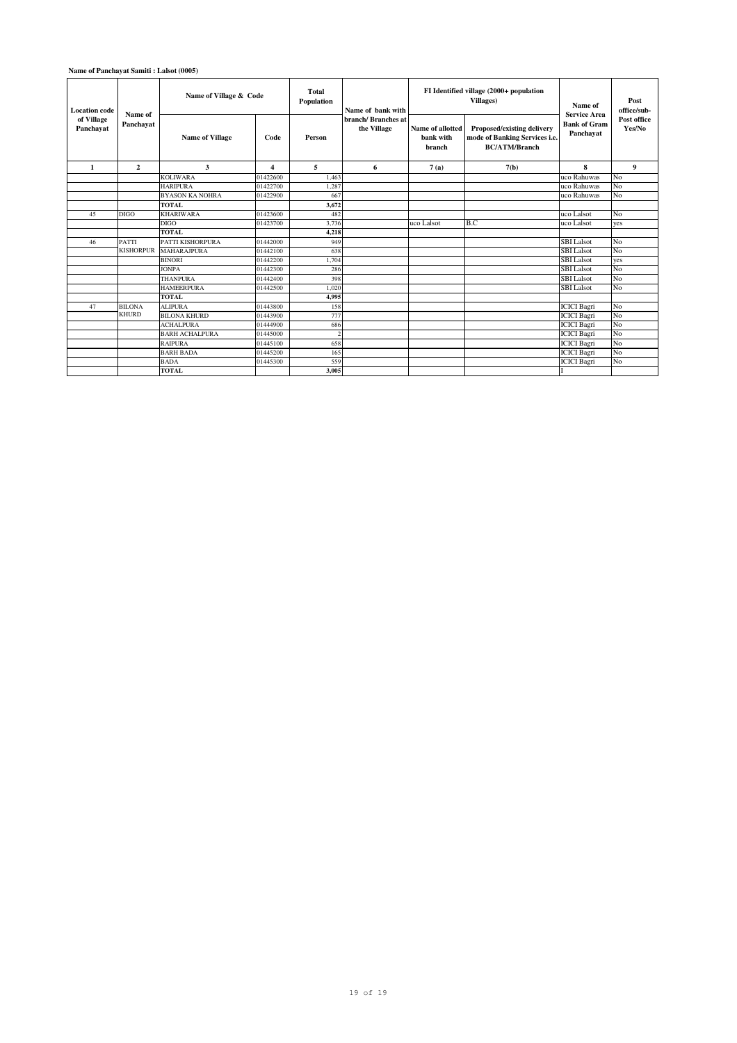**Name of Panchayat Samiti : Lalsot (0005)**

| Location code of Village Panchayat | Name of Panchayat | Name of Village & Code | | Total Population | Name of bank with branch/ Branches at the Village | FI Identified village (2000+ population Villages) | | Name of Service Area Bank of Gram Panchayat | Post office/sub-Post office Yes/No |
|---|---|---|---|---|---|---|---|---|---|
| | | Name of Village | Code | Person | | Name of allotted bank with branch | Proposed/existing delivery mode of Banking Services i.e. BC/ATM/Branch | | |
| 1 | 2 | 3 | 4 | 5 | 6 | 7 (a) | 7(b) | 8 | 9 |
| | | KOLIWARA | 01422600 | 1,463 | | | | uco Rahuwas | No |
| | | HARIPURA | 01422700 | 1,287 | | | | uco Rahuwas | No |
| | | BYASON KA NOHRA | 01422900 | 667 | | | | uco Rahuwas | No |
| | | TOTAL | | 3,672 | | | | | |
| 45 | DIGO | KHARIWARA | 01423600 | 482 | | | | uco Lalsot | No |
| | | DIGO | 01423700 | 3,736 | | uco Lalsot | B.C | uco Lalsot | yes |
| | | TOTAL | | 4,218 | | | | | |
| 46 | PATTI KISHORPUR | PATTI KISHORPURA | 01442000 | 949 | | | | SBI Lalsot | No |
| | | MAHARAJPURA | 01442100 | 638 | | | | SBI Lalsot | No |
| | | BINORI | 01442200 | 1,704 | | | | SBI Lalsot | yes |
| | | JONPA | 01442300 | 286 | | | | SBI Lalsot | No |
| | | THANPURA | 01442400 | 398 | | | | SBI Lalsot | No |
| | | HAMEERPURA | 01442500 | 1,020 | | | | SBI Lalsot | No |
| | | TOTAL | | 4,995 | | | | | |
| 47 | BILONA KHURD | ALIPURA | 01443800 | 158 | | | | ICICI Bagri | No |
| | | BILONA KHURD | 01443900 | 777 | | | | ICICI Bagri | No |
| | | ACHALPURA | 01444900 | 686 | | | | ICICI Bagri | No |
| | | BARH ACHALPURA | 01445000 | 2 | | | | ICICI Bagri | No |
| | | RAIPURA | 01445100 | 658 | | | | ICICI Bagri | No |
| | | BARH BADA | 01445200 | 165 | | | | ICICI Bagri | No |
| | | BADA | 01445300 | 559 | | | | ICICI Bagri | No |
| | | TOTAL | | 3,005 | | | | I | |